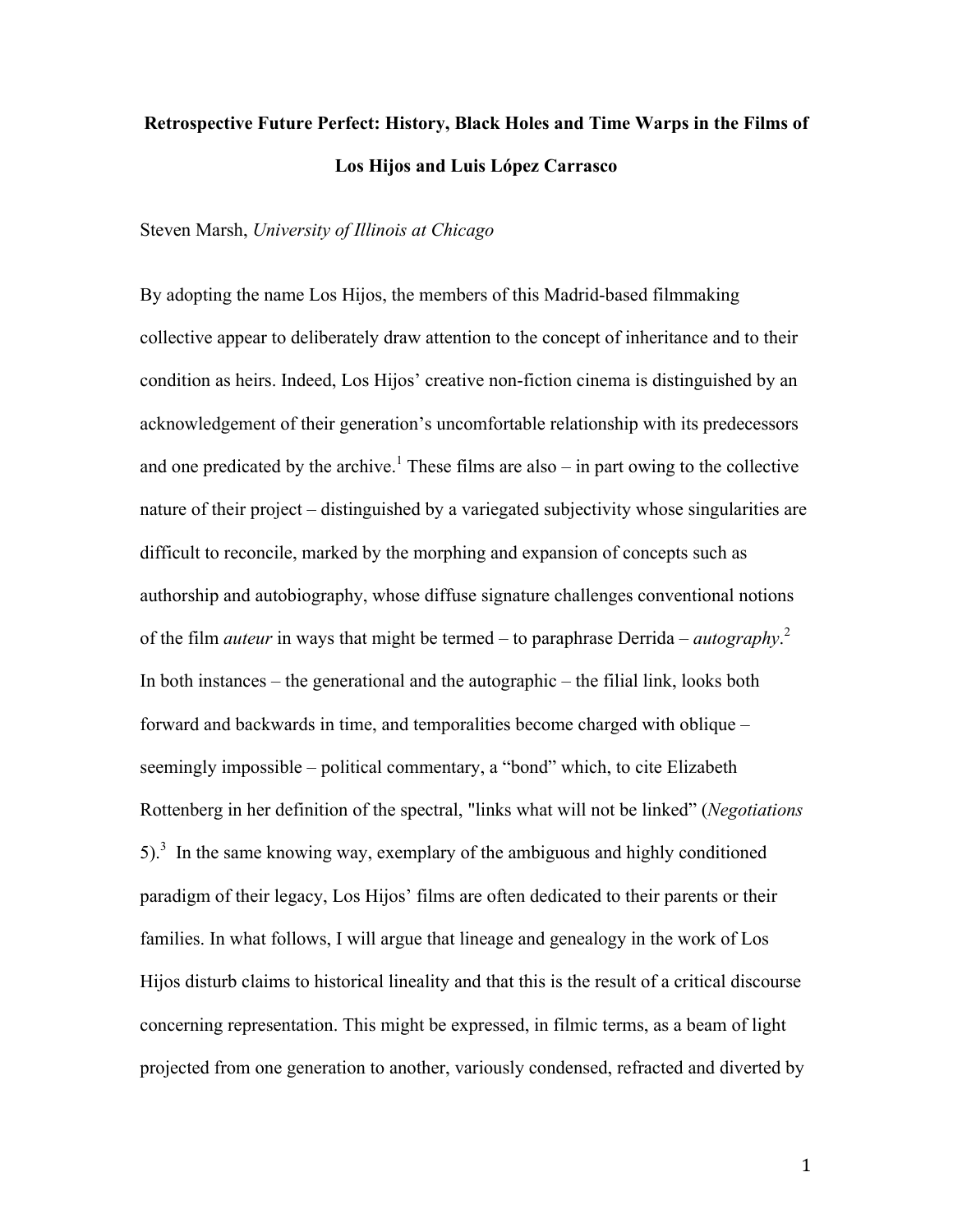# Retrospective Future Perfect: History, Black Holes and Time Warps in the Films of Los Hijos and Luis López Carrasco

Steven Marsh, *University of Illinois at Chicago*

By adopting the name Los Hijos, the members of this Madrid-based filmmaking collective appear to deliberately draw attention to the concept of inheritance and to their condition as heirs. Indeed, Los Hijos' creative non-fiction cinema is distinguished by an acknowledgement of their generation's uncomfortable relationship with its predecessors and one predicated by the archive.[1] These films are also – in part owing to the collective nature of their project – distinguished by a variegated subjectivity whose singularities are difficult to reconcile, marked by the morphing and expansion of concepts such as authorship and autobiography, whose diffuse signature challenges conventional notions of the film *auteur* in ways that might be termed – to paraphrase Derrida – *autography*.[2] In both instances – the generational and the autographic – the filial link, looks both forward and backwards in time, and temporalities become charged with oblique – seemingly impossible – political commentary, a "bond" which, to cite Elizabeth Rottenberg in her definition of the spectral, "links what will not be linked" (*Negotiations* 5).[3] In the same knowing way, exemplary of the ambiguous and highly conditioned paradigm of their legacy, Los Hijos' films are often dedicated to their parents or their families. In what follows, I will argue that lineage and genealogy in the work of Los Hijos disturb claims to historical lineality and that this is the result of a critical discourse concerning representation. This might be expressed, in filmic terms, as a beam of light projected from one generation to another, variously condensed, refracted and diverted by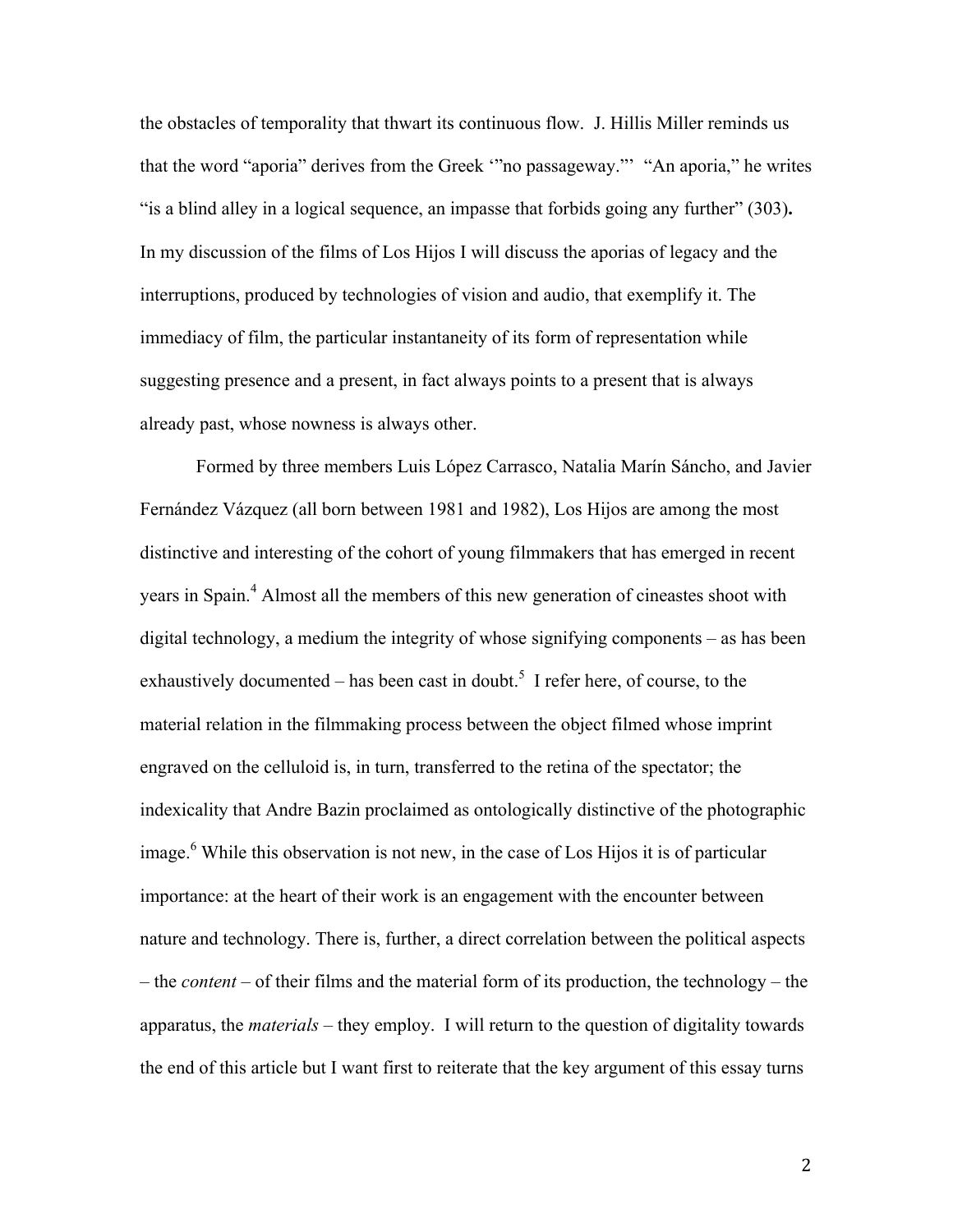the obstacles of temporality that thwart its continuous flow. J. Hillis Miller reminds us that the word "aporia" derives from the Greek '"no passageway."' "An aporia," he writes "is a blind alley in a logical sequence, an impasse that forbids going any further" (303)**.** In my discussion of the films of Los Hijos I will discuss the aporias of legacy and the interruptions, produced by technologies of vision and audio, that exemplify it. The immediacy of film, the particular instantaneity of its form of representation while suggesting presence and a present, in fact always points to a present that is always already past, whose nowness is always other.

Formed by three members Luis López Carrasco, Natalia Marín Sáncho, and Javier Fernández Vázquez (all born between 1981 and 1982), Los Hijos are among the most distinctive and interesting of the cohort of young filmmakers that has emerged in recent years in Spain.[4] Almost all the members of this new generation of cineastes shoot with digital technology, a medium the integrity of whose signifying components – as has been exhaustively documented – has been cast in doubt.[5] I refer here, of course, to the material relation in the filmmaking process between the object filmed whose imprint engraved on the celluloid is, in turn, transferred to the retina of the spectator; the indexicality that Andre Bazin proclaimed as ontologically distinctive of the photographic image.[6] While this observation is not new, in the case of Los Hijos it is of particular importance: at the heart of their work is an engagement with the encounter between nature and technology. There is, further, a direct correlation between the political aspects – the *content* – of their films and the material form of its production, the technology – the apparatus, the *materials* – they employ. I will return to the question of digitality towards the end of this article but I want first to reiterate that the key argument of this essay turns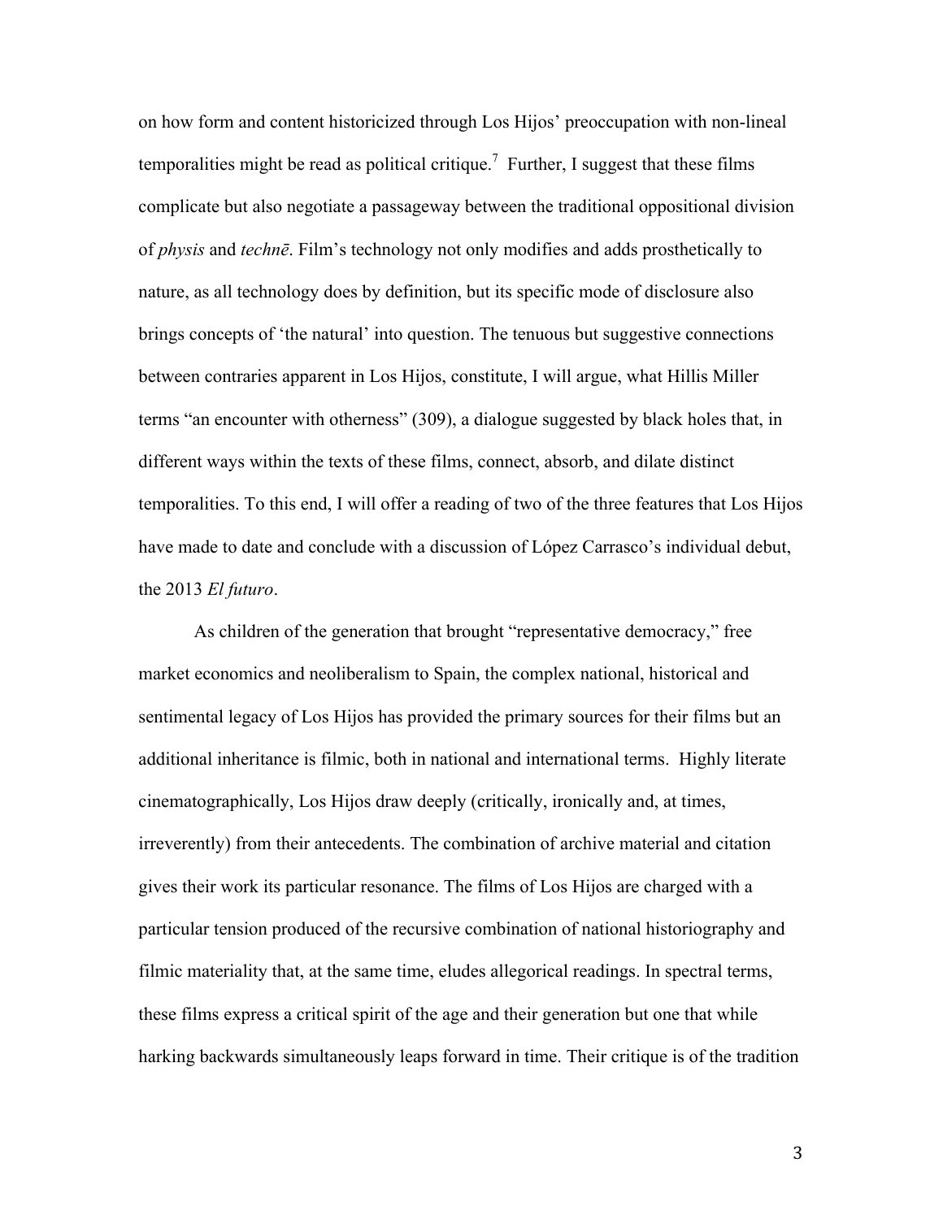on how form and content historicized through Los Hijos' preoccupation with non-lineal temporalities might be read as political critique.[7] Further, I suggest that these films complicate but also negotiate a passageway between the traditional oppositional division of *physis* and *technē*. Film's technology not only modifies and adds prosthetically to nature, as all technology does by definition, but its specific mode of disclosure also brings concepts of 'the natural' into question. The tenuous but suggestive connections between contraries apparent in Los Hijos, constitute, I will argue, what Hillis Miller terms "an encounter with otherness" (309), a dialogue suggested by black holes that, in different ways within the texts of these films, connect, absorb, and dilate distinct temporalities. To this end, I will offer a reading of two of the three features that Los Hijos have made to date and conclude with a discussion of López Carrasco's individual debut, the 2013 *El futuro*.

As children of the generation that brought "representative democracy," free market economics and neoliberalism to Spain, the complex national, historical and sentimental legacy of Los Hijos has provided the primary sources for their films but an additional inheritance is filmic, both in national and international terms. Highly literate cinematographically, Los Hijos draw deeply (critically, ironically and, at times, irreverently) from their antecedents. The combination of archive material and citation gives their work its particular resonance. The films of Los Hijos are charged with a particular tension produced of the recursive combination of national historiography and filmic materiality that, at the same time, eludes allegorical readings. In spectral terms, these films express a critical spirit of the age and their generation but one that while harking backwards simultaneously leaps forward in time. Their critique is of the tradition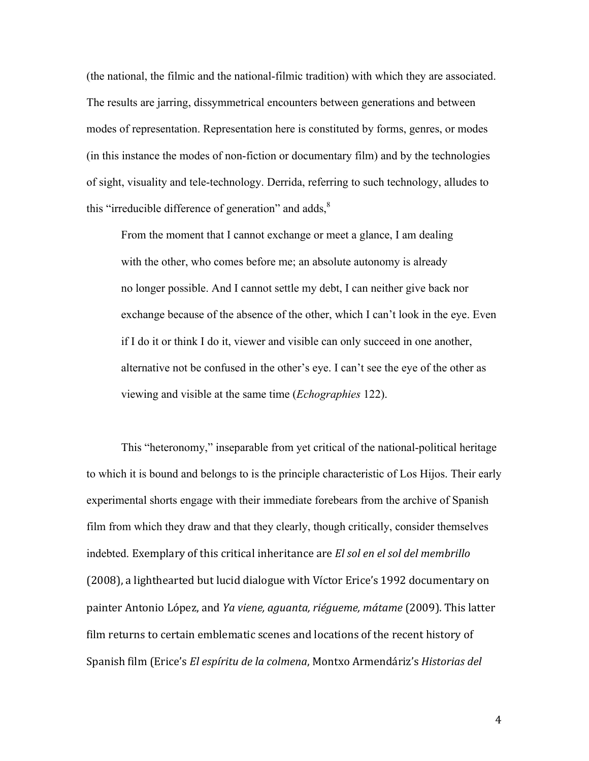(the national, the filmic and the national-filmic tradition) with which they are associated. The results are jarring, dissymmetrical encounters between generations and between modes of representation. Representation here is constituted by forms, genres, or modes (in this instance the modes of non-fiction or documentary film) and by the technologies of sight, visuality and tele-technology. Derrida, referring to such technology, alludes to this "irreducible difference of generation" and adds,[8]

> From the moment that I cannot exchange or meet a glance, I am dealing with the other, who comes before me; an absolute autonomy is already no longer possible. And I cannot settle my debt, I can neither give back nor exchange because of the absence of the other, which I can't look in the eye. Even if I do it or think I do it, viewer and visible can only succeed in one another, alternative not be confused in the other's eye. I can't see the eye of the other as viewing and visible at the same time (*Echographies* 122).

This "heteronomy," inseparable from yet critical of the national-political heritage to which it is bound and belongs to is the principle characteristic of Los Hijos. Their early experimental shorts engage with their immediate forebears from the archive of Spanish film from which they draw and that they clearly, though critically, consider themselves indebted. Exemplary of this critical inheritance are *El sol en el sol del membrillo* (2008), a lighthearted but lucid dialogue with Víctor Erice's 1992 documentary on painter Antonio López, and *Ya viene, aguanta, riégueme, mátame* (2009). This latter film returns to certain emblematic scenes and locations of the recent history of Spanish film (Erice's *El espíritu de la colmena*, Montxo Armendáriz's *Historias del*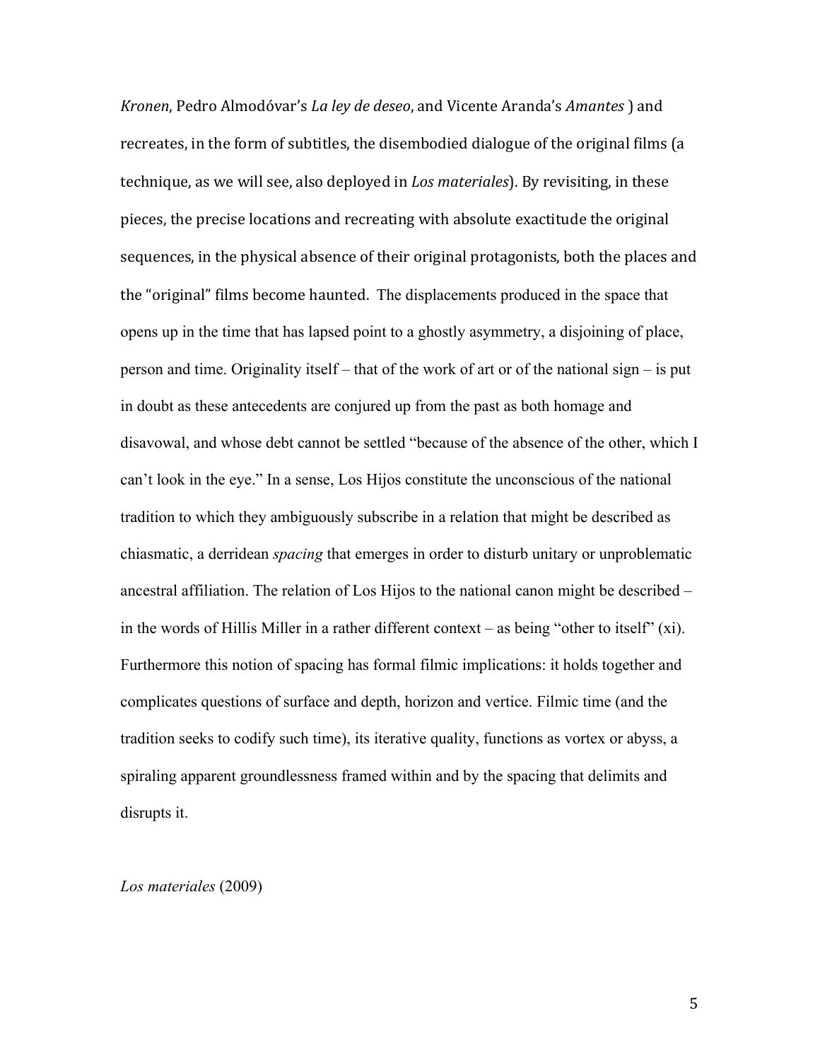*Kronen*, Pedro Almodóvar's *La ley de deseo*, and Vicente Aranda's *Amantes* ) and recreates, in the form of subtitles, the disembodied dialogue of the original films (a technique, as we will see, also deployed in *Los materiales*). By revisiting, in these pieces, the precise locations and recreating with absolute exactitude the original sequences, in the physical absence of their original protagonists, both the places and the "original" films become haunted. The displacements produced in the space that opens up in the time that has lapsed point to a ghostly asymmetry, a disjoining of place, person and time. Originality itself – that of the work of art or of the national sign – is put in doubt as these antecedents are conjured up from the past as both homage and disavowal, and whose debt cannot be settled "because of the absence of the other, which I can't look in the eye." In a sense, Los Hijos constitute the unconscious of the national tradition to which they ambiguously subscribe in a relation that might be described as chiasmatic, a derridean *spacing* that emerges in order to disturb unitary or unproblematic ancestral affiliation. The relation of Los Hijos to the national canon might be described – in the words of Hillis Miller in a rather different context – as being "other to itself" (xi). Furthermore this notion of spacing has formal filmic implications: it holds together and complicates questions of surface and depth, horizon and vertice. Filmic time (and the tradition seeks to codify such time), its iterative quality, functions as vortex or abyss, a spiraling apparent groundlessness framed within and by the spacing that delimits and disrupts it.

*Los materiales* (2009)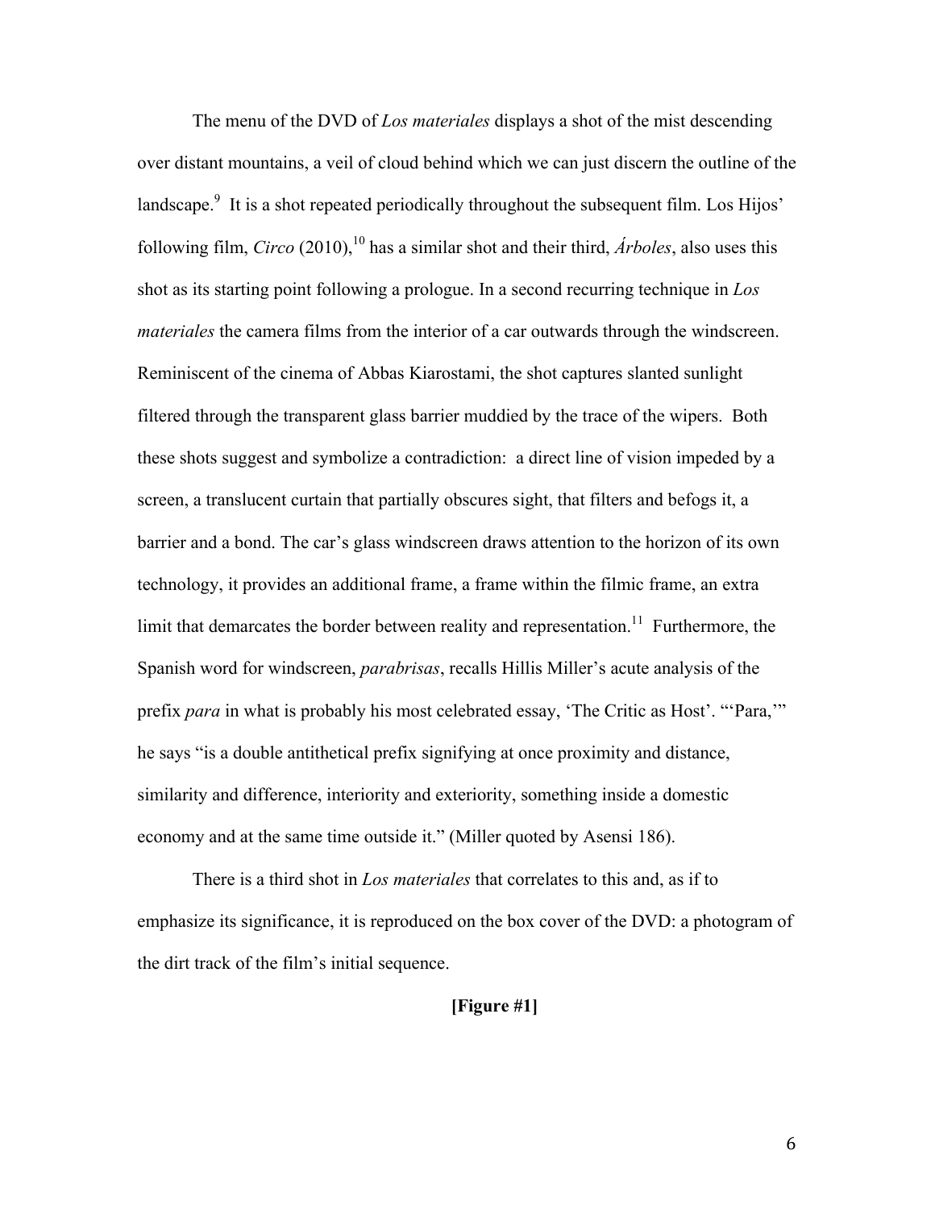The menu of the DVD of *Los materiales* displays a shot of the mist descending over distant mountains, a veil of cloud behind which we can just discern the outline of the landscape.[9] It is a shot repeated periodically throughout the subsequent film. Los Hijos' following film, *Circo* (2010),[10] has a similar shot and their third, *Árboles*, also uses this shot as its starting point following a prologue. In a second recurring technique in *Los materiales* the camera films from the interior of a car outwards through the windscreen. Reminiscent of the cinema of Abbas Kiarostami, the shot captures slanted sunlight filtered through the transparent glass barrier muddied by the trace of the wipers. Both these shots suggest and symbolize a contradiction: a direct line of vision impeded by a screen, a translucent curtain that partially obscures sight, that filters and befogs it, a barrier and a bond. The car's glass windscreen draws attention to the horizon of its own technology, it provides an additional frame, a frame within the filmic frame, an extra limit that demarcates the border between reality and representation.[11] Furthermore, the Spanish word for windscreen, *parabrisas*, recalls Hillis Miller's acute analysis of the prefix *para* in what is probably his most celebrated essay, 'The Critic as Host'. "'Para,'" he says "is a double antithetical prefix signifying at once proximity and distance, similarity and difference, interiority and exteriority, something inside a domestic economy and at the same time outside it." (Miller quoted by Asensi 186).

There is a third shot in *Los materiales* that correlates to this and, as if to emphasize its significance, it is reproduced on the box cover of the DVD: a photogram of the dirt track of the film's initial sequence.

**[Figure #1]**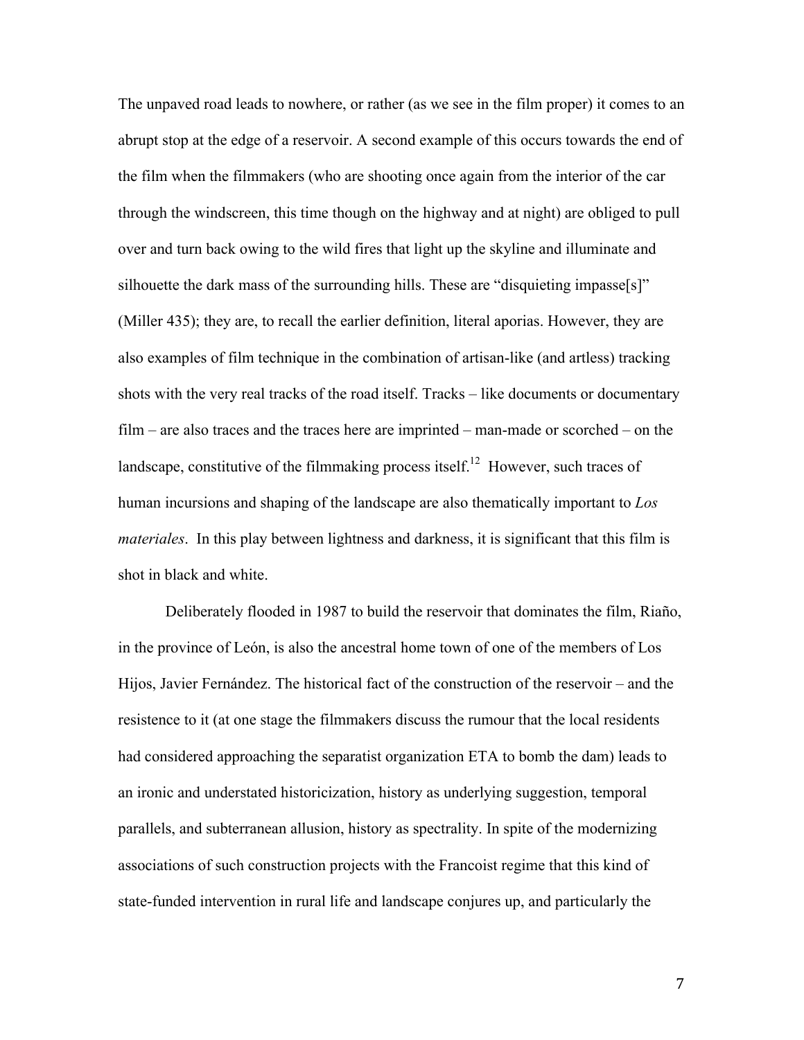The unpaved road leads to nowhere, or rather (as we see in the film proper) it comes to an abrupt stop at the edge of a reservoir. A second example of this occurs towards the end of the film when the filmmakers (who are shooting once again from the interior of the car through the windscreen, this time though on the highway and at night) are obliged to pull over and turn back owing to the wild fires that light up the skyline and illuminate and silhouette the dark mass of the surrounding hills. These are "disquieting impasse[s]" (Miller 435); they are, to recall the earlier definition, literal aporias. However, they are also examples of film technique in the combination of artisan-like (and artless) tracking shots with the very real tracks of the road itself. Tracks – like documents or documentary film – are also traces and the traces here are imprinted – man-made or scorched – on the landscape, constitutive of the filmmaking process itself.[12] However, such traces of human incursions and shaping of the landscape are also thematically important to *Los materiales*. In this play between lightness and darkness, it is significant that this film is shot in black and white.

Deliberately flooded in 1987 to build the reservoir that dominates the film, Riaño, in the province of León, is also the ancestral home town of one of the members of Los Hijos, Javier Fernández. The historical fact of the construction of the reservoir – and the resistence to it (at one stage the filmmakers discuss the rumour that the local residents had considered approaching the separatist organization ETA to bomb the dam) leads to an ironic and understated historicization, history as underlying suggestion, temporal parallels, and subterranean allusion, history as spectrality. In spite of the modernizing associations of such construction projects with the Francoist regime that this kind of state-funded intervention in rural life and landscape conjures up, and particularly the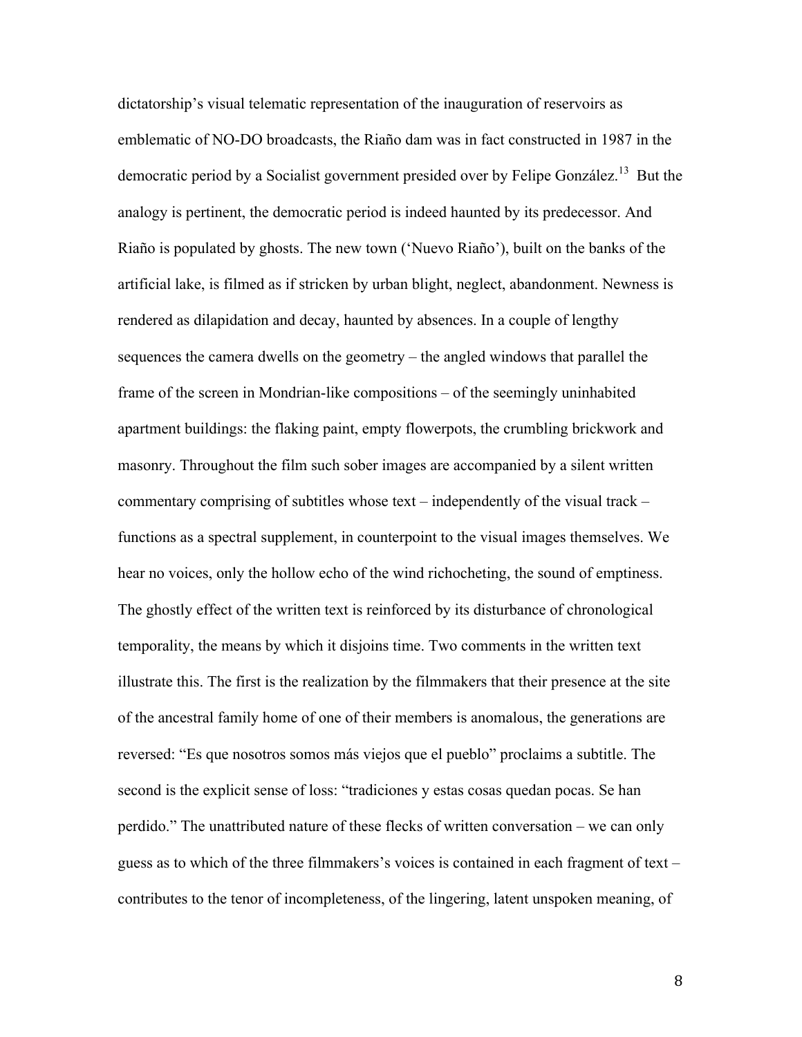dictatorship's visual telematic representation of the inauguration of reservoirs as emblematic of NO-DO broadcasts, the Riaño dam was in fact constructed in 1987 in the democratic period by a Socialist government presided over by Felipe González.[13] But the analogy is pertinent, the democratic period is indeed haunted by its predecessor. And Riaño is populated by ghosts. The new town ('Nuevo Riaño'), built on the banks of the artificial lake, is filmed as if stricken by urban blight, neglect, abandonment. Newness is rendered as dilapidation and decay, haunted by absences. In a couple of lengthy sequences the camera dwells on the geometry – the angled windows that parallel the frame of the screen in Mondrian-like compositions – of the seemingly uninhabited apartment buildings: the flaking paint, empty flowerpots, the crumbling brickwork and masonry. Throughout the film such sober images are accompanied by a silent written commentary comprising of subtitles whose text – independently of the visual track – functions as a spectral supplement, in counterpoint to the visual images themselves. We hear no voices, only the hollow echo of the wind richocheting, the sound of emptiness. The ghostly effect of the written text is reinforced by its disturbance of chronological temporality, the means by which it disjoins time. Two comments in the written text illustrate this. The first is the realization by the filmmakers that their presence at the site of the ancestral family home of one of their members is anomalous, the generations are reversed: "Es que nosotros somos más viejos que el pueblo" proclaims a subtitle. The second is the explicit sense of loss: "tradiciones y estas cosas quedan pocas. Se han perdido." The unattributed nature of these flecks of written conversation – we can only guess as to which of the three filmmakers's voices is contained in each fragment of text – contributes to the tenor of incompleteness, of the lingering, latent unspoken meaning, of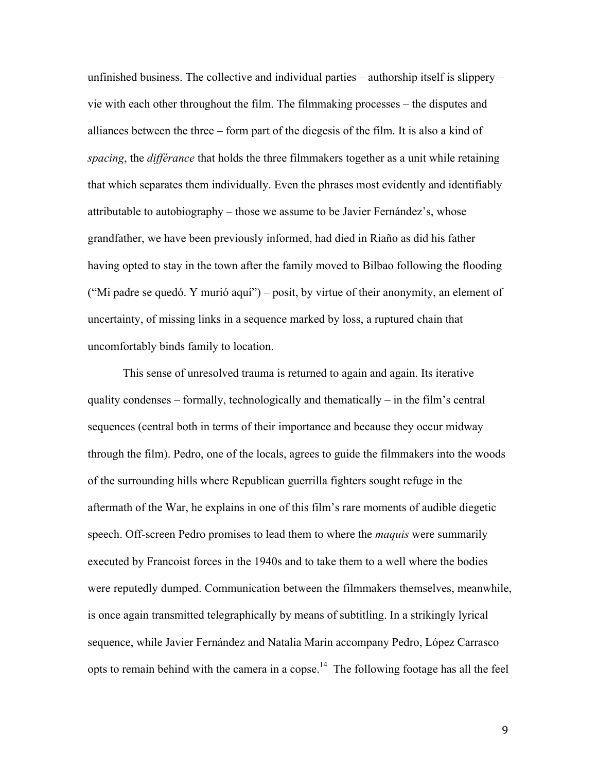unfinished business. The collective and individual parties – authorship itself is slippery – vie with each other throughout the film. The filmmaking processes – the disputes and alliances between the three – form part of the diegesis of the film. It is also a kind of *spacing*, the *différance* that holds the three filmmakers together as a unit while retaining that which separates them individually. Even the phrases most evidently and identifiably attributable to autobiography – those we assume to be Javier Fernández's, whose grandfather, we have been previously informed, had died in Riaño as did his father having opted to stay in the town after the family moved to Bilbao following the flooding ("Mi padre se quedó. Y murió aquí") – posit, by virtue of their anonymity, an element of uncertainty, of missing links in a sequence marked by loss, a ruptured chain that uncomfortably binds family to location.

This sense of unresolved trauma is returned to again and again. Its iterative quality condenses – formally, technologically and thematically – in the film's central sequences (central both in terms of their importance and because they occur midway through the film). Pedro, one of the locals, agrees to guide the filmmakers into the woods of the surrounding hills where Republican guerrilla fighters sought refuge in the aftermath of the War, he explains in one of this film's rare moments of audible diegetic speech. Off-screen Pedro promises to lead them to where the *maquis* were summarily executed by Francoist forces in the 1940s and to take them to a well where the bodies were reputedly dumped. Communication between the filmmakers themselves, meanwhile, is once again transmitted telegraphically by means of subtitling. In a strikingly lyrical sequence, while Javier Fernández and Natalia Marín accompany Pedro, López Carrasco opts to remain behind with the camera in a copse.[14] The following footage has all the feel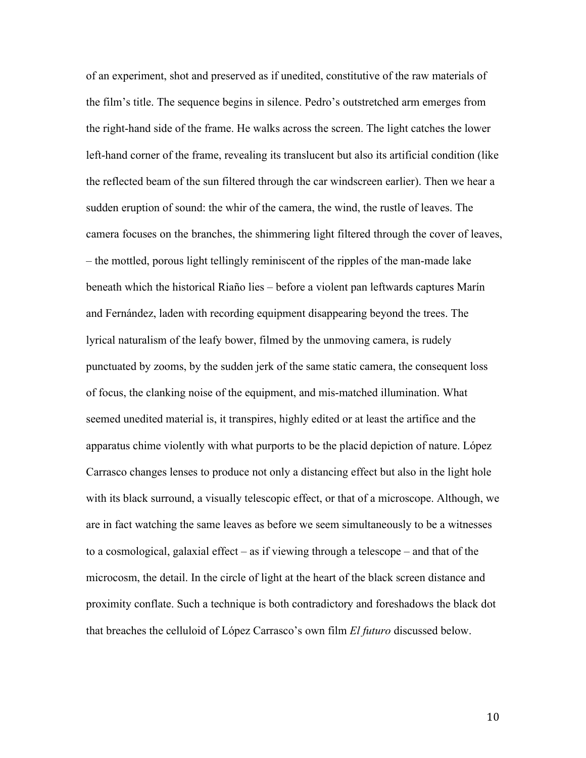of an experiment, shot and preserved as if unedited, constitutive of the raw materials of the film's title. The sequence begins in silence. Pedro's outstretched arm emerges from the right-hand side of the frame. He walks across the screen. The light catches the lower left-hand corner of the frame, revealing its translucent but also its artificial condition (like the reflected beam of the sun filtered through the car windscreen earlier). Then we hear a sudden eruption of sound: the whir of the camera, the wind, the rustle of leaves. The camera focuses on the branches, the shimmering light filtered through the cover of leaves, – the mottled, porous light tellingly reminiscent of the ripples of the man-made lake beneath which the historical Riaño lies – before a violent pan leftwards captures Marín and Fernández, laden with recording equipment disappearing beyond the trees. The lyrical naturalism of the leafy bower, filmed by the unmoving camera, is rudely punctuated by zooms, by the sudden jerk of the same static camera, the consequent loss of focus, the clanking noise of the equipment, and mis-matched illumination. What seemed unedited material is, it transpires, highly edited or at least the artifice and the apparatus chime violently with what purports to be the placid depiction of nature. López Carrasco changes lenses to produce not only a distancing effect but also in the light hole with its black surround, a visually telescopic effect, or that of a microscope. Although, we are in fact watching the same leaves as before we seem simultaneously to be a witnesses to a cosmological, galaxial effect – as if viewing through a telescope – and that of the microcosm, the detail. In the circle of light at the heart of the black screen distance and proximity conflate. Such a technique is both contradictory and foreshadows the black dot that breaches the celluloid of López Carrasco's own film *El futuro* discussed below.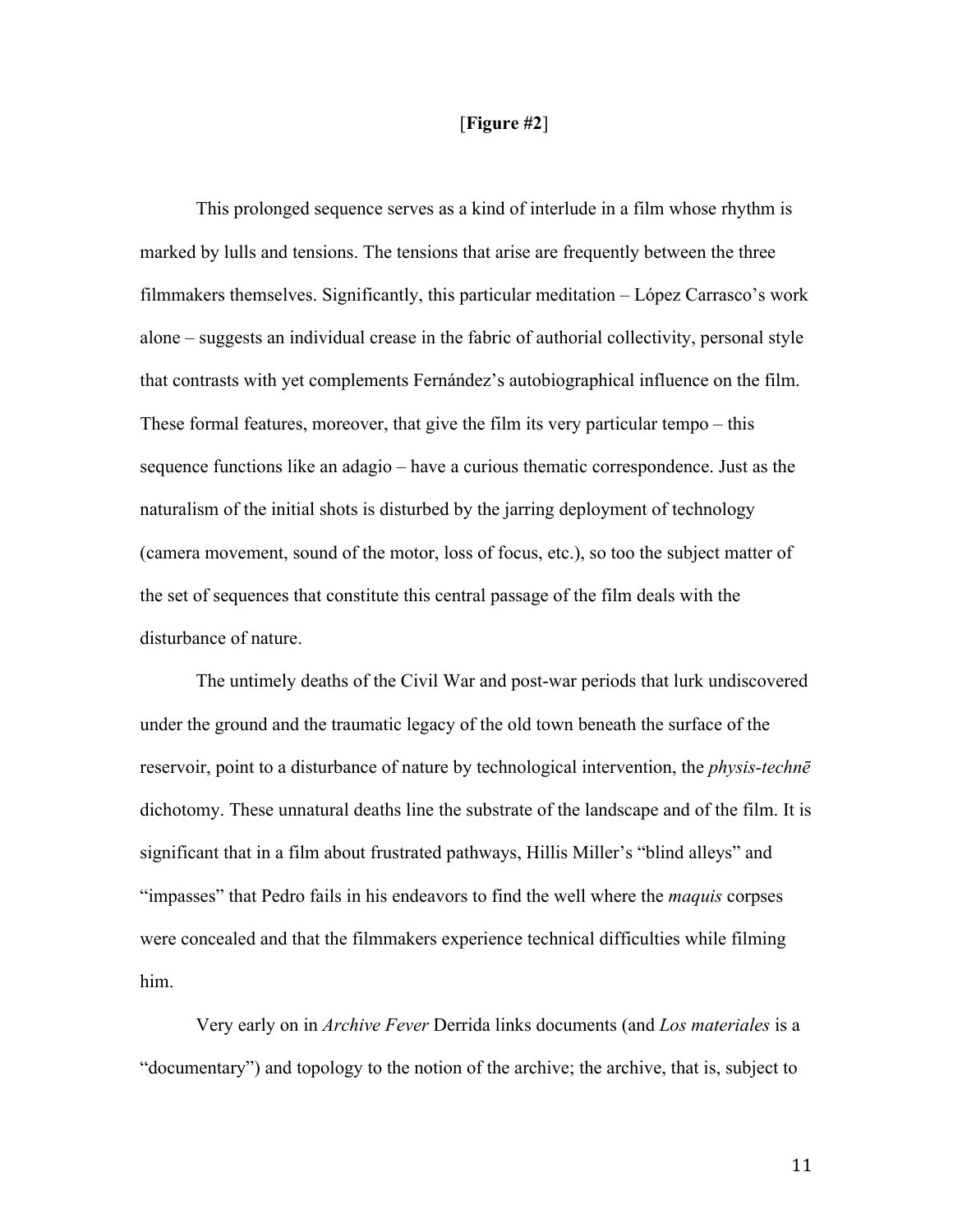[**Figure #2**]

This prolonged sequence serves as a kind of interlude in a film whose rhythm is marked by lulls and tensions. The tensions that arise are frequently between the three filmmakers themselves. Significantly, this particular meditation – López Carrasco's work alone – suggests an individual crease in the fabric of authorial collectivity, personal style that contrasts with yet complements Fernández's autobiographical influence on the film. These formal features, moreover, that give the film its very particular tempo – this sequence functions like an adagio – have a curious thematic correspondence. Just as the naturalism of the initial shots is disturbed by the jarring deployment of technology (camera movement, sound of the motor, loss of focus, etc.), so too the subject matter of the set of sequences that constitute this central passage of the film deals with the disturbance of nature.

The untimely deaths of the Civil War and post-war periods that lurk undiscovered under the ground and the traumatic legacy of the old town beneath the surface of the reservoir, point to a disturbance of nature by technological intervention, the *physis-technē* dichotomy. These unnatural deaths line the substrate of the landscape and of the film. It is significant that in a film about frustrated pathways, Hillis Miller's "blind alleys" and "impasses" that Pedro fails in his endeavors to find the well where the *maquis* corpses were concealed and that the filmmakers experience technical difficulties while filming him.

Very early on in *Archive Fever* Derrida links documents (and *Los materiales* is a "documentary") and topology to the notion of the archive; the archive, that is, subject to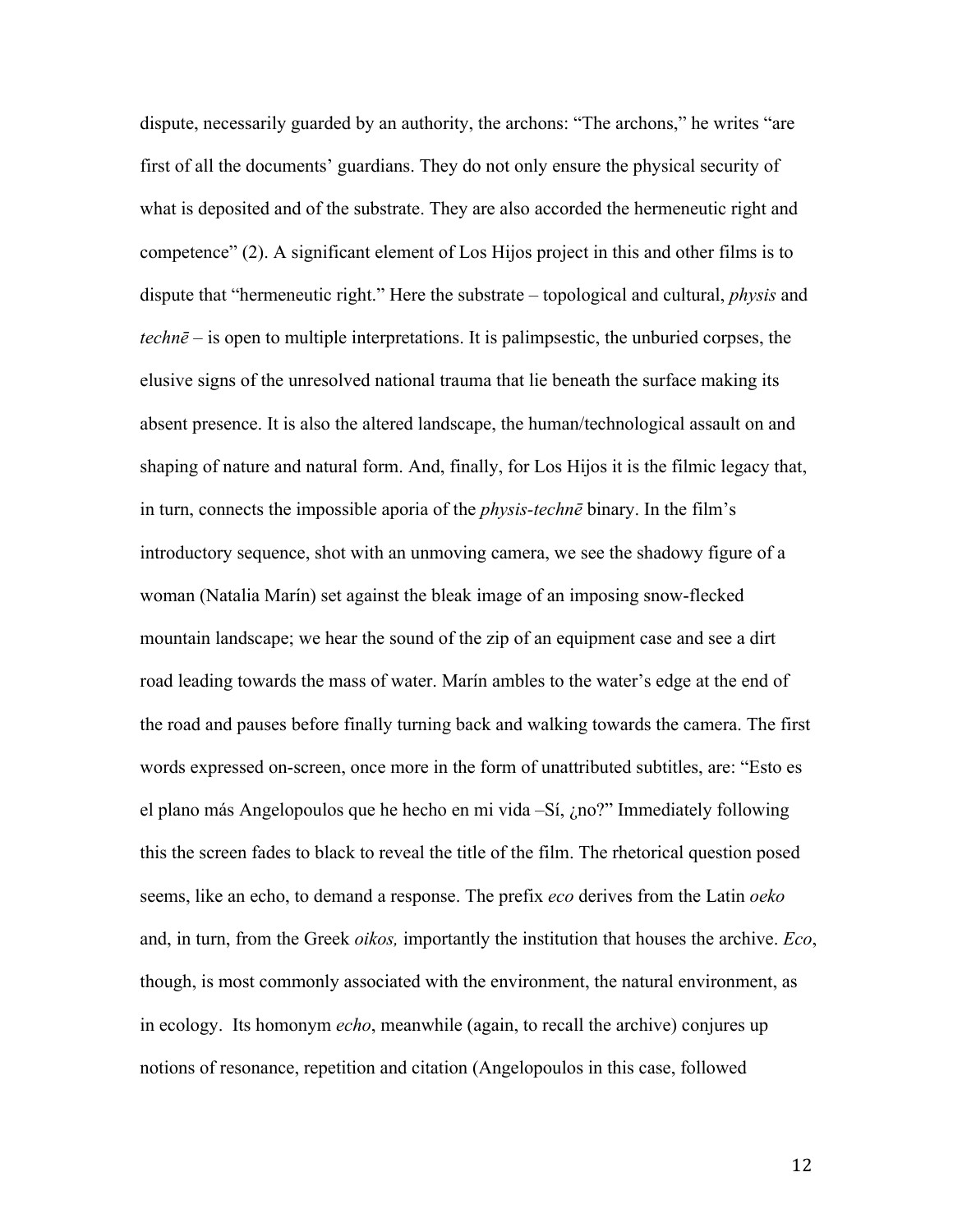dispute, necessarily guarded by an authority, the archons: "The archons," he writes "are first of all the documents' guardians. They do not only ensure the physical security of what is deposited and of the substrate. They are also accorded the hermeneutic right and competence" (2). A significant element of Los Hijos project in this and other films is to dispute that "hermeneutic right." Here the substrate – topological and cultural, *physis* and *technē* – is open to multiple interpretations. It is palimpsestic, the unburied corpses, the elusive signs of the unresolved national trauma that lie beneath the surface making its absent presence. It is also the altered landscape, the human/technological assault on and shaping of nature and natural form. And, finally, for Los Hijos it is the filmic legacy that, in turn, connects the impossible aporia of the *physis-technē* binary. In the film's introductory sequence, shot with an unmoving camera, we see the shadowy figure of a woman (Natalia Marín) set against the bleak image of an imposing snow-flecked mountain landscape; we hear the sound of the zip of an equipment case and see a dirt road leading towards the mass of water. Marín ambles to the water's edge at the end of the road and pauses before finally turning back and walking towards the camera. The first words expressed on-screen, once more in the form of unattributed subtitles, are: "Esto es el plano más Angelopoulos que he hecho en mi vida –Sí, ¿no?" Immediately following this the screen fades to black to reveal the title of the film. The rhetorical question posed seems, like an echo, to demand a response. The prefix *eco* derives from the Latin *oeko* and, in turn, from the Greek *oikos,* importantly the institution that houses the archive. *Eco*, though, is most commonly associated with the environment, the natural environment, as in ecology. Its homonym *echo*, meanwhile (again, to recall the archive) conjures up notions of resonance, repetition and citation (Angelopoulos in this case, followed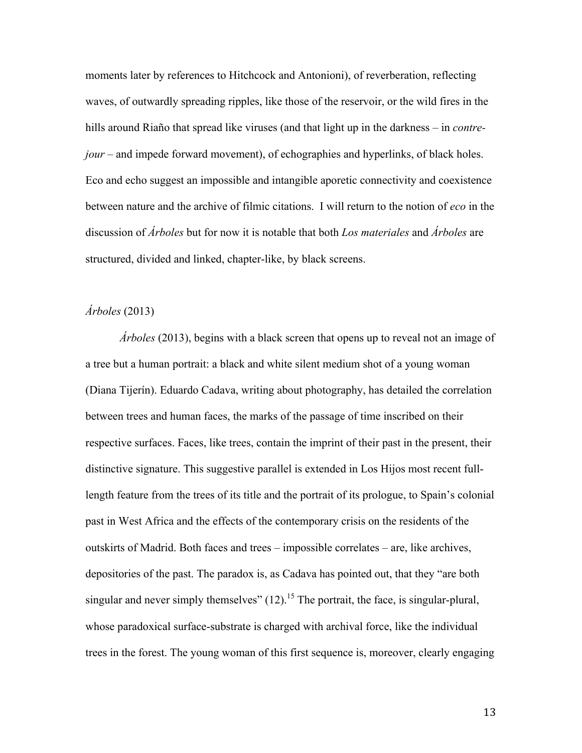moments later by references to Hitchcock and Antonioni), of reverberation, reflecting waves, of outwardly spreading ripples, like those of the reservoir, or the wild fires in the hills around Riaño that spread like viruses (and that light up in the darkness – in *contre-jour* – and impede forward movement), of echographies and hyperlinks, of black holes. Eco and echo suggest an impossible and intangible aporetic connectivity and coexistence between nature and the archive of filmic citations. I will return to the notion of *eco* in the discussion of *Árboles* but for now it is notable that both *Los materiales* and *Árboles* are structured, divided and linked, chapter-like, by black screens.

## *Árboles* (2013)

*Árboles* (2013), begins with a black screen that opens up to reveal not an image of a tree but a human portrait: a black and white silent medium shot of a young woman (Diana Tijerín). Eduardo Cadava, writing about photography, has detailed the correlation between trees and human faces, the marks of the passage of time inscribed on their respective surfaces. Faces, like trees, contain the imprint of their past in the present, their distinctive signature. This suggestive parallel is extended in Los Hijos most recent full-length feature from the trees of its title and the portrait of its prologue, to Spain's colonial past in West Africa and the effects of the contemporary crisis on the residents of the outskirts of Madrid. Both faces and trees – impossible correlates – are, like archives, depositories of the past. The paradox is, as Cadava has pointed out, that they "are both singular and never simply themselves" (12).[15] The portrait, the face, is singular-plural, whose paradoxical surface-substrate is charged with archival force, like the individual trees in the forest. The young woman of this first sequence is, moreover, clearly engaging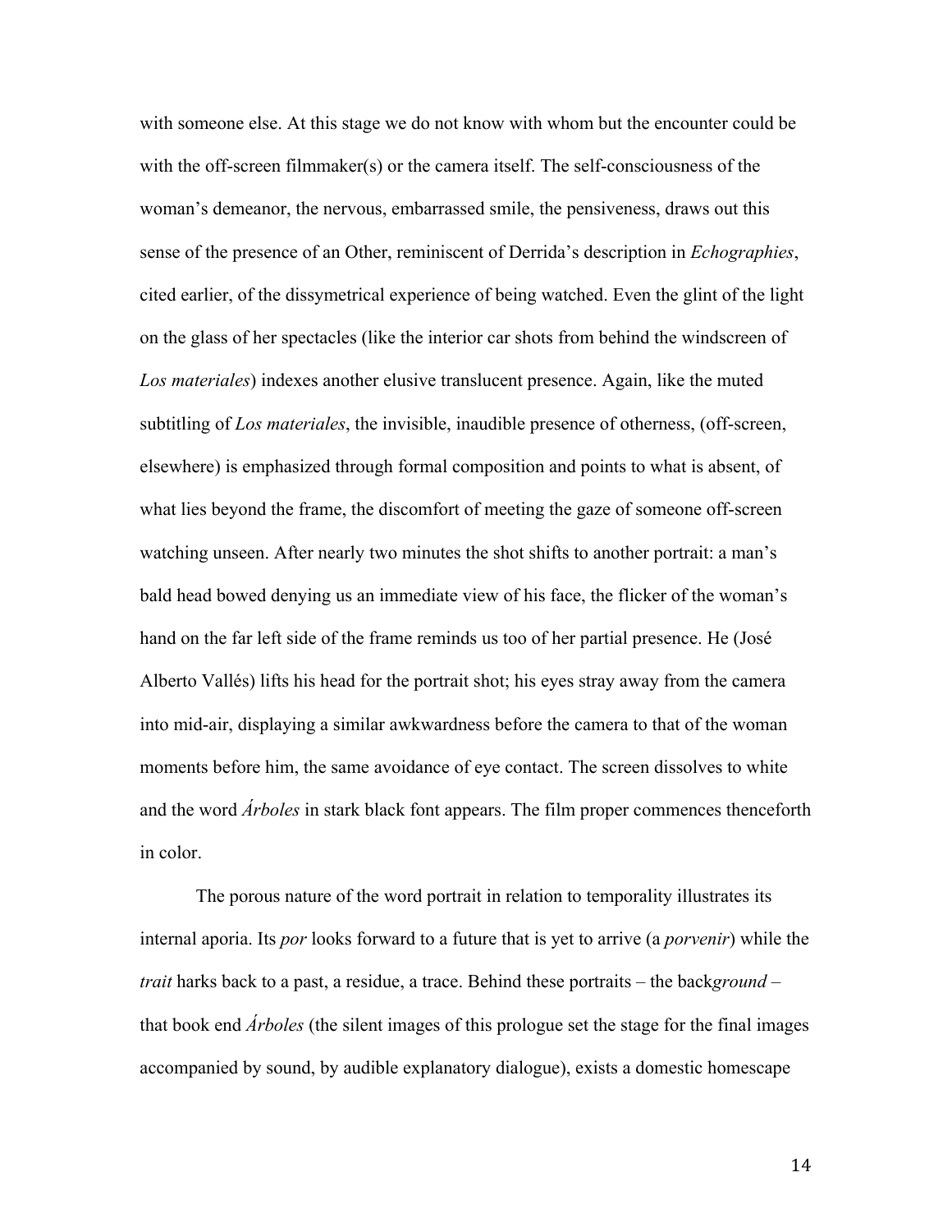with someone else. At this stage we do not know with whom but the encounter could be with the off-screen filmmaker(s) or the camera itself. The self-consciousness of the woman's demeanor, the nervous, embarrassed smile, the pensiveness, draws out this sense of the presence of an Other, reminiscent of Derrida's description in *Echographies*, cited earlier, of the dissymetrical experience of being watched. Even the glint of the light on the glass of her spectacles (like the interior car shots from behind the windscreen of *Los materiales*) indexes another elusive translucent presence. Again, like the muted subtitling of *Los materiales*, the invisible, inaudible presence of otherness, (off-screen, elsewhere) is emphasized through formal composition and points to what is absent, of what lies beyond the frame, the discomfort of meeting the gaze of someone off-screen watching unseen. After nearly two minutes the shot shifts to another portrait: a man's bald head bowed denying us an immediate view of his face, the flicker of the woman's hand on the far left side of the frame reminds us too of her partial presence. He (José Alberto Vallés) lifts his head for the portrait shot; his eyes stray away from the camera into mid-air, displaying a similar awkwardness before the camera to that of the woman moments before him, the same avoidance of eye contact. The screen dissolves to white and the word *Árboles* in stark black font appears. The film proper commences thenceforth in color.

The porous nature of the word portrait in relation to temporality illustrates its internal aporia. Its *por* looks forward to a future that is yet to arrive (a *porvenir*) while the *trait* harks back to a past, a residue, a trace. Behind these portraits – the back*ground* – that book end *Árboles* (the silent images of this prologue set the stage for the final images accompanied by sound, by audible explanatory dialogue), exists a domestic homescape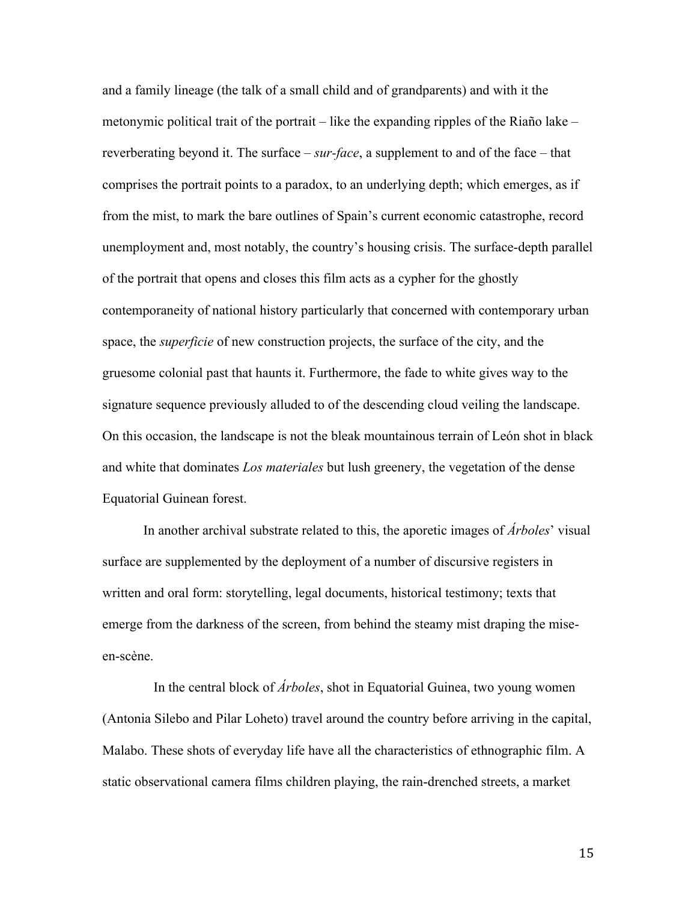and a family lineage (the talk of a small child and of grandparents) and with it the metonymic political trait of the portrait – like the expanding ripples of the Riaño lake – reverberating beyond it. The surface – *sur-face*, a supplement to and of the face – that comprises the portrait points to a paradox, to an underlying depth; which emerges, as if from the mist, to mark the bare outlines of Spain's current economic catastrophe, record unemployment and, most notably, the country's housing crisis. The surface-depth parallel of the portrait that opens and closes this film acts as a cypher for the ghostly contemporaneity of national history particularly that concerned with contemporary urban space, the *superficie* of new construction projects, the surface of the city, and the gruesome colonial past that haunts it. Furthermore, the fade to white gives way to the signature sequence previously alluded to of the descending cloud veiling the landscape. On this occasion, the landscape is not the bleak mountainous terrain of León shot in black and white that dominates *Los materiales* but lush greenery, the vegetation of the dense Equatorial Guinean forest.

In another archival substrate related to this, the aporetic images of *Árboles*' visual surface are supplemented by the deployment of a number of discursive registers in written and oral form: storytelling, legal documents, historical testimony; texts that emerge from the darkness of the screen, from behind the steamy mist draping the mise-en-scène.

In the central block of *Árboles*, shot in Equatorial Guinea, two young women (Antonia Silebo and Pilar Loheto) travel around the country before arriving in the capital, Malabo. These shots of everyday life have all the characteristics of ethnographic film. A static observational camera films children playing, the rain-drenched streets, a market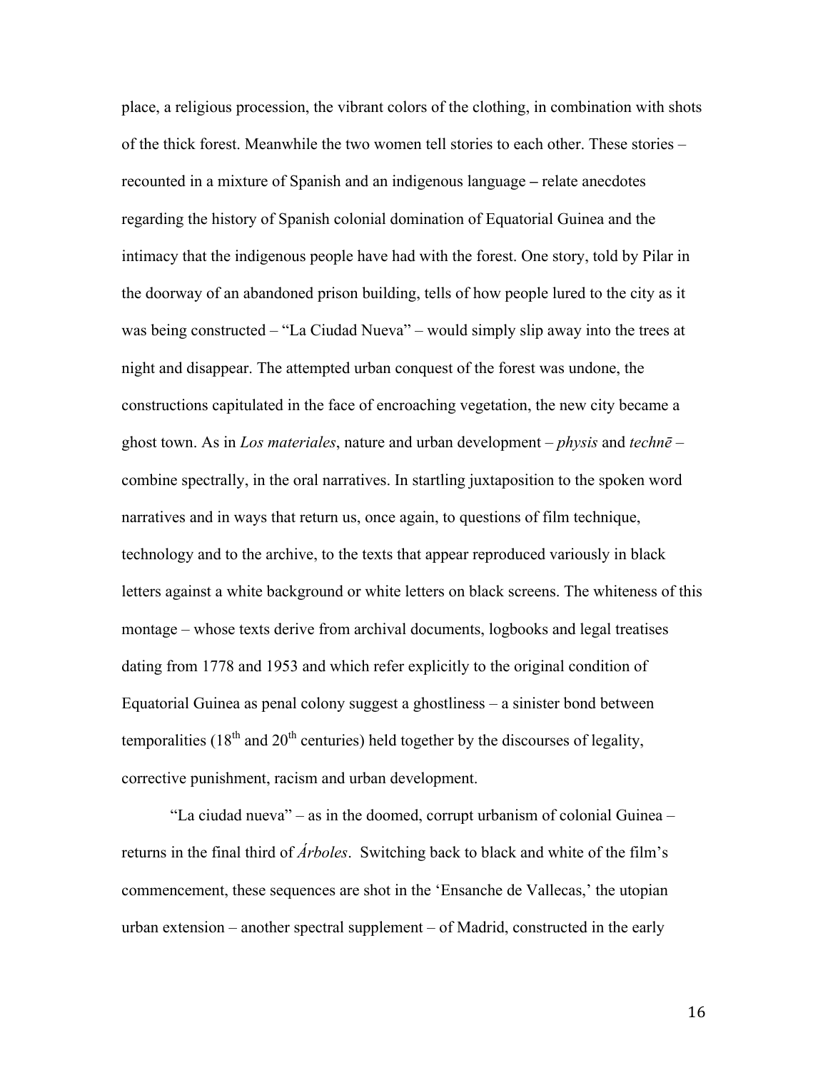place, a religious procession, the vibrant colors of the clothing, in combination with shots of the thick forest. Meanwhile the two women tell stories to each other. These stories – recounted in a mixture of Spanish and an indigenous language – relate anecdotes regarding the history of Spanish colonial domination of Equatorial Guinea and the intimacy that the indigenous people have had with the forest. One story, told by Pilar in the doorway of an abandoned prison building, tells of how people lured to the city as it was being constructed – "La Ciudad Nueva" – would simply slip away into the trees at night and disappear. The attempted urban conquest of the forest was undone, the constructions capitulated in the face of encroaching vegetation, the new city became a ghost town. As in *Los materiales*, nature and urban development – *physis* and *technē* – combine spectrally, in the oral narratives. In startling juxtaposition to the spoken word narratives and in ways that return us, once again, to questions of film technique, technology and to the archive, to the texts that appear reproduced variously in black letters against a white background or white letters on black screens. The whiteness of this montage – whose texts derive from archival documents, logbooks and legal treatises dating from 1778 and 1953 and which refer explicitly to the original condition of Equatorial Guinea as penal colony suggest a ghostliness – a sinister bond between temporalities (18th and 20th centuries) held together by the discourses of legality, corrective punishment, racism and urban development.

"La ciudad nueva" – as in the doomed, corrupt urbanism of colonial Guinea – returns in the final third of *Árboles*. Switching back to black and white of the film's commencement, these sequences are shot in the 'Ensanche de Vallecas,' the utopian urban extension – another spectral supplement – of Madrid, constructed in the early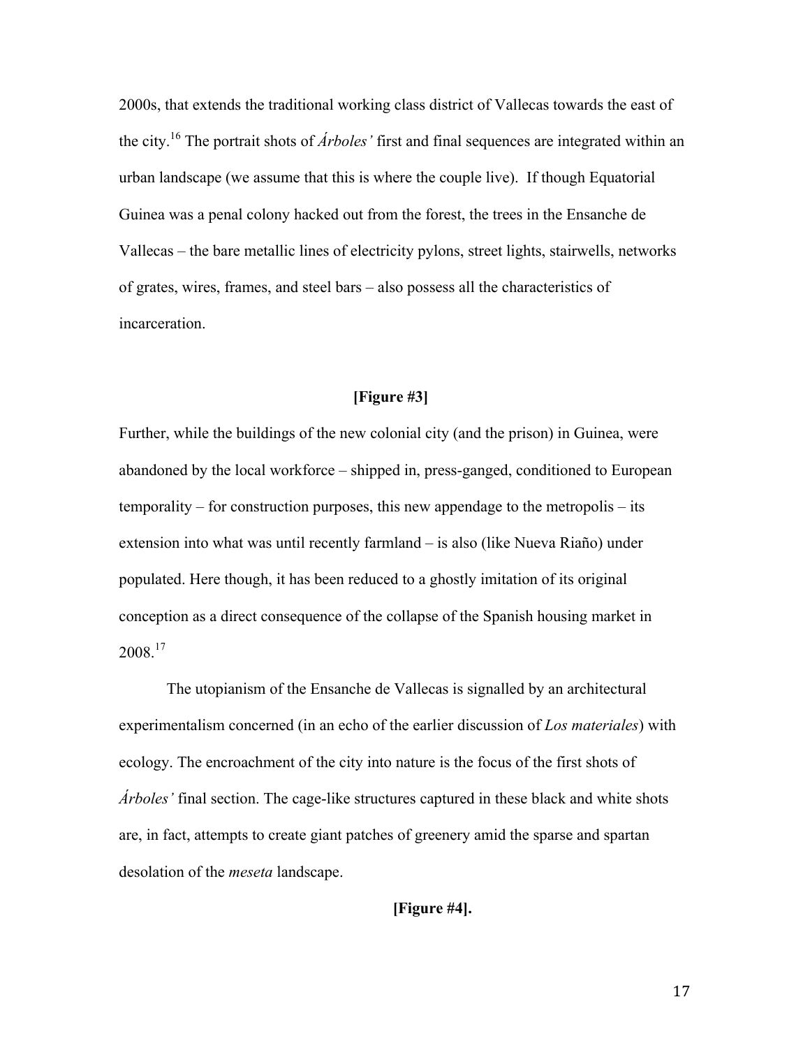2000s, that extends the traditional working class district of Vallecas towards the east of the city.[16] The portrait shots of *Árboles'* first and final sequences are integrated within an urban landscape (we assume that this is where the couple live). If though Equatorial Guinea was a penal colony hacked out from the forest, the trees in the Ensanche de Vallecas – the bare metallic lines of electricity pylons, street lights, stairwells, networks of grates, wires, frames, and steel bars – also possess all the characteristics of incarceration.

**[Figure #3]**

Further, while the buildings of the new colonial city (and the prison) in Guinea, were abandoned by the local workforce – shipped in, press-ganged, conditioned to European temporality – for construction purposes, this new appendage to the metropolis – its extension into what was until recently farmland – is also (like Nueva Riaño) under populated. Here though, it has been reduced to a ghostly imitation of its original conception as a direct consequence of the collapse of the Spanish housing market in 2008.[17]

The utopianism of the Ensanche de Vallecas is signalled by an architectural experimentalism concerned (in an echo of the earlier discussion of *Los materiales*) with ecology. The encroachment of the city into nature is the focus of the first shots of *Árboles'* final section. The cage-like structures captured in these black and white shots are, in fact, attempts to create giant patches of greenery amid the sparse and spartan desolation of the *meseta* landscape.

**[Figure #4].**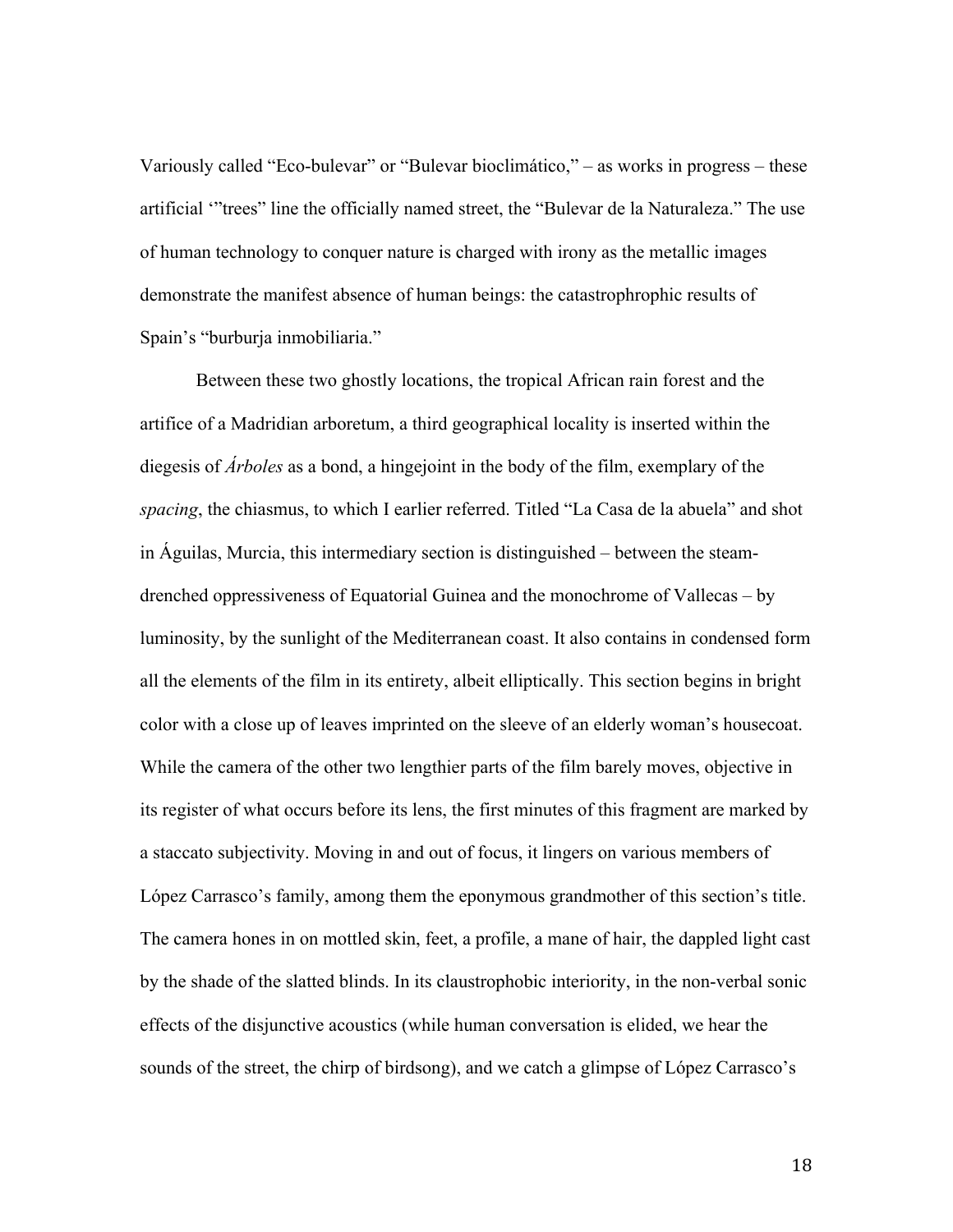Variously called "Eco-bulevar" or "Bulevar bioclimático," – as works in progress – these artificial '"trees" line the officially named street, the "Bulevar de la Naturaleza." The use of human technology to conquer nature is charged with irony as the metallic images demonstrate the manifest absence of human beings: the catastrophrophic results of Spain's "burburja inmobiliaria."

Between these two ghostly locations, the tropical African rain forest and the artifice of a Madridian arboretum, a third geographical locality is inserted within the diegesis of *Árboles* as a bond, a hingejoint in the body of the film, exemplary of the *spacing*, the chiasmus, to which I earlier referred. Titled "La Casa de la abuela" and shot in Águilas, Murcia, this intermediary section is distinguished – between the steam-drenched oppressiveness of Equatorial Guinea and the monochrome of Vallecas – by luminosity, by the sunlight of the Mediterranean coast. It also contains in condensed form all the elements of the film in its entirety, albeit elliptically. This section begins in bright color with a close up of leaves imprinted on the sleeve of an elderly woman's housecoat. While the camera of the other two lengthier parts of the film barely moves, objective in its register of what occurs before its lens, the first minutes of this fragment are marked by a staccato subjectivity. Moving in and out of focus, it lingers on various members of López Carrasco's family, among them the eponymous grandmother of this section's title. The camera hones in on mottled skin, feet, a profile, a mane of hair, the dappled light cast by the shade of the slatted blinds. In its claustrophobic interiority, in the non-verbal sonic effects of the disjunctive acoustics (while human conversation is elided, we hear the sounds of the street, the chirp of birdsong), and we catch a glimpse of López Carrasco's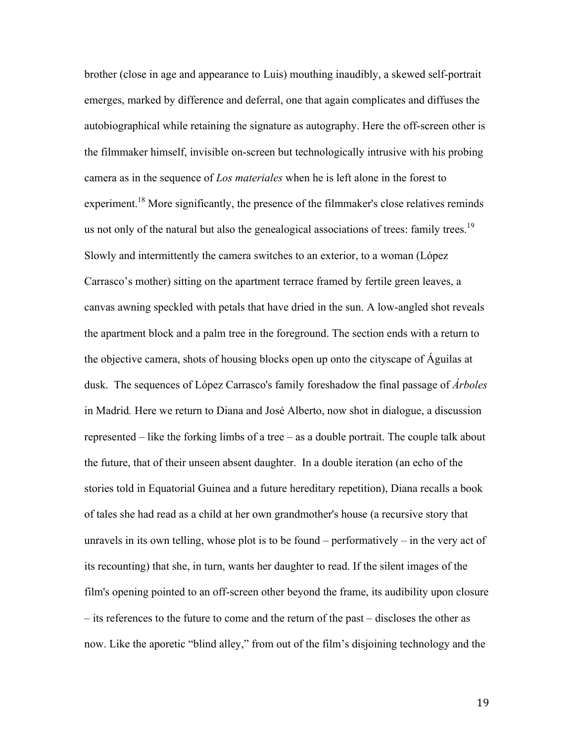brother (close in age and appearance to Luis) mouthing inaudibly, a skewed self-portrait emerges, marked by difference and deferral, one that again complicates and diffuses the autobiographical while retaining the signature as autography. Here the off-screen other is the filmmaker himself, invisible on-screen but technologically intrusive with his probing camera as in the sequence of *Los materiales* when he is left alone in the forest to experiment.[18] More significantly, the presence of the filmmaker's close relatives reminds us not only of the natural but also the genealogical associations of trees: family trees.[19] Slowly and intermittently the camera switches to an exterior, to a woman (López Carrasco's mother) sitting on the apartment terrace framed by fertile green leaves, a canvas awning speckled with petals that have dried in the sun. A low-angled shot reveals the apartment block and a palm tree in the foreground. The section ends with a return to the objective camera, shots of housing blocks open up onto the cityscape of Águilas at dusk. The sequences of López Carrasco's family foreshadow the final passage of *Árboles* in Madrid. Here we return to Diana and José Alberto, now shot in dialogue, a discussion represented – like the forking limbs of a tree – as a double portrait. The couple talk about the future, that of their unseen absent daughter. In a double iteration (an echo of the stories told in Equatorial Guinea and a future hereditary repetition), Diana recalls a book of tales she had read as a child at her own grandmother's house (a recursive story that unravels in its own telling, whose plot is to be found – performatively – in the very act of its recounting) that she, in turn, wants her daughter to read. If the silent images of the film's opening pointed to an off-screen other beyond the frame, its audibility upon closure – its references to the future to come and the return of the past – discloses the other as now. Like the aporetic "blind alley," from out of the film's disjoining technology and the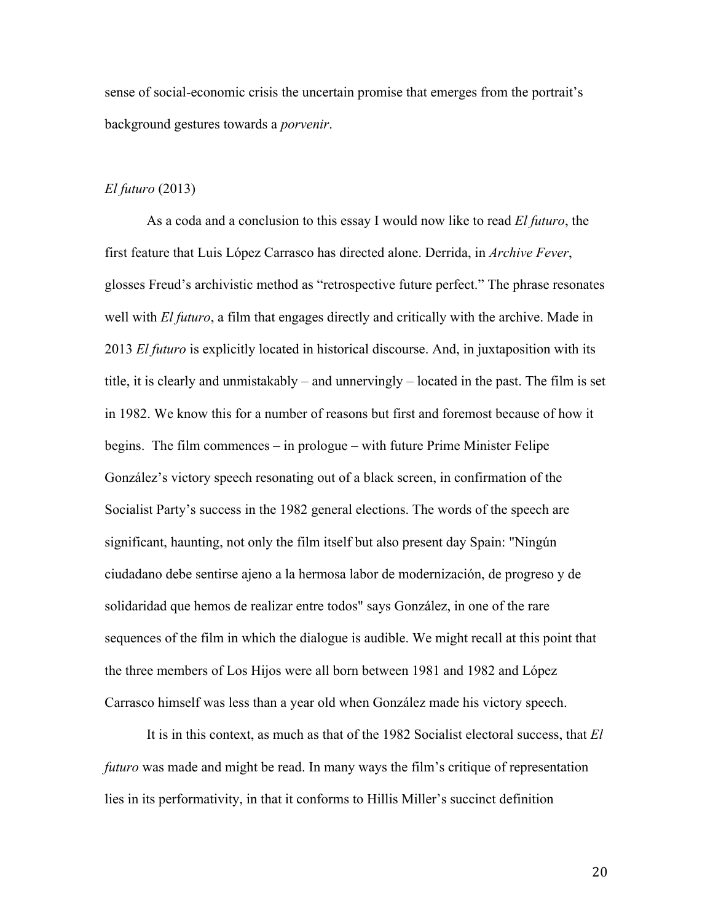sense of social-economic crisis the uncertain promise that emerges from the portrait's background gestures towards a *porvenir*.

*El futuro* (2013)

As a coda and a conclusion to this essay I would now like to read *El futuro*, the first feature that Luis López Carrasco has directed alone. Derrida, in *Archive Fever*, glosses Freud's archivistic method as "retrospective future perfect." The phrase resonates well with *El futuro*, a film that engages directly and critically with the archive. Made in 2013 *El futuro* is explicitly located in historical discourse. And, in juxtaposition with its title, it is clearly and unmistakably – and unnervingly – located in the past. The film is set in 1982. We know this for a number of reasons but first and foremost because of how it begins. The film commences – in prologue – with future Prime Minister Felipe González's victory speech resonating out of a black screen, in confirmation of the Socialist Party's success in the 1982 general elections. The words of the speech are significant, haunting, not only the film itself but also present day Spain: "Ningún ciudadano debe sentirse ajeno a la hermosa labor de modernización, de progreso y de solidaridad que hemos de realizar entre todos" says González, in one of the rare sequences of the film in which the dialogue is audible. We might recall at this point that the three members of Los Hijos were all born between 1981 and 1982 and López Carrasco himself was less than a year old when González made his victory speech.

It is in this context, as much as that of the 1982 Socialist electoral success, that *El futuro* was made and might be read. In many ways the film's critique of representation lies in its performativity, in that it conforms to Hillis Miller's succinct definition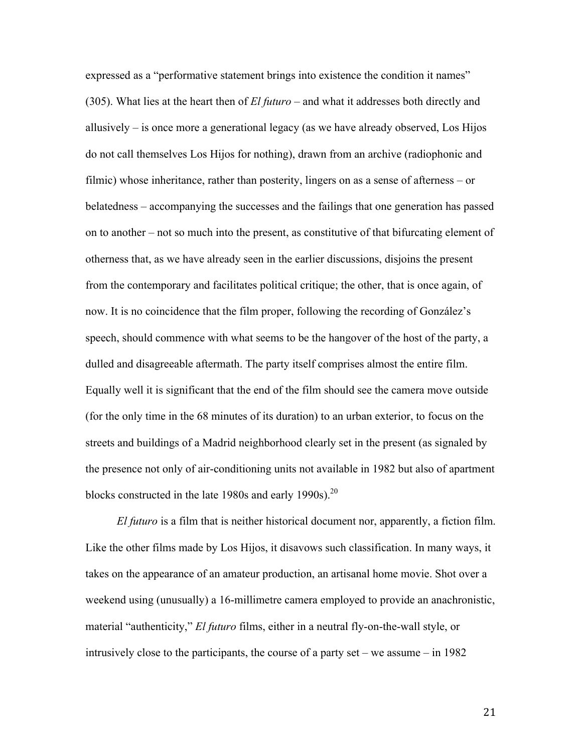expressed as a "performative statement brings into existence the condition it names" (305). What lies at the heart then of *El futuro* – and what it addresses both directly and allusively – is once more a generational legacy (as we have already observed, Los Hijos do not call themselves Los Hijos for nothing), drawn from an archive (radiophonic and filmic) whose inheritance, rather than posterity, lingers on as a sense of afterness – or belatedness – accompanying the successes and the failings that one generation has passed on to another – not so much into the present, as constitutive of that bifurcating element of otherness that, as we have already seen in the earlier discussions, disjoins the present from the contemporary and facilitates political critique; the other, that is once again, of now. It is no coincidence that the film proper, following the recording of González's speech, should commence with what seems to be the hangover of the host of the party, a dulled and disagreeable aftermath. The party itself comprises almost the entire film. Equally well it is significant that the end of the film should see the camera move outside (for the only time in the 68 minutes of its duration) to an urban exterior, to focus on the streets and buildings of a Madrid neighborhood clearly set in the present (as signaled by the presence not only of air-conditioning units not available in 1982 but also of apartment blocks constructed in the late 1980s and early 1990s).[20]

*El futuro* is a film that is neither historical document nor, apparently, a fiction film. Like the other films made by Los Hijos, it disavows such classification. In many ways, it takes on the appearance of an amateur production, an artisanal home movie. Shot over a weekend using (unusually) a 16-millimetre camera employed to provide an anachronistic, material "authenticity," *El futuro* films, either in a neutral fly-on-the-wall style, or intrusively close to the participants, the course of a party set – we assume – in 1982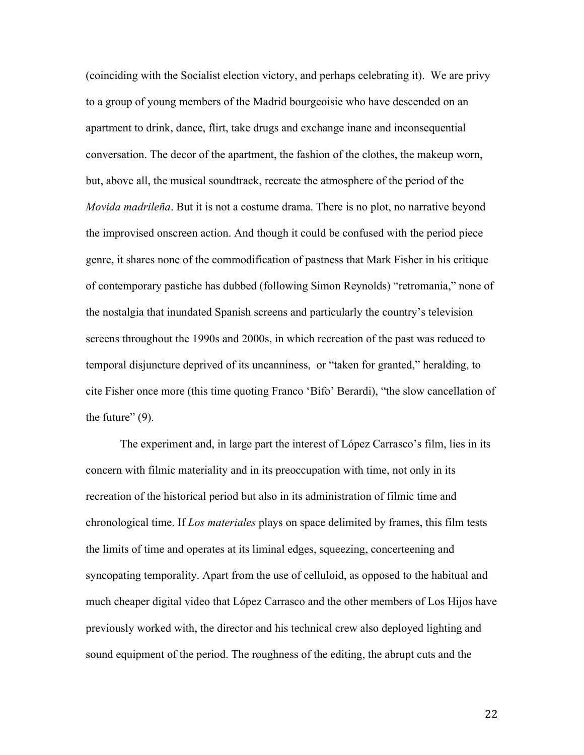(coinciding with the Socialist election victory, and perhaps celebrating it). We are privy to a group of young members of the Madrid bourgeoisie who have descended on an apartment to drink, dance, flirt, take drugs and exchange inane and inconsequential conversation. The decor of the apartment, the fashion of the clothes, the makeup worn, but, above all, the musical soundtrack, recreate the atmosphere of the period of the *Movida madrileña*. But it is not a costume drama. There is no plot, no narrative beyond the improvised onscreen action. And though it could be confused with the period piece genre, it shares none of the commodification of pastness that Mark Fisher in his critique of contemporary pastiche has dubbed (following Simon Reynolds) "retromania," none of the nostalgia that inundated Spanish screens and particularly the country's television screens throughout the 1990s and 2000s, in which recreation of the past was reduced to temporal disjuncture deprived of its uncanniness, or "taken for granted," heralding, to cite Fisher once more (this time quoting Franco 'Bifo' Berardi), "the slow cancellation of the future" (9).

The experiment and, in large part the interest of López Carrasco's film, lies in its concern with filmic materiality and in its preoccupation with time, not only in its recreation of the historical period but also in its administration of filmic time and chronological time. If *Los materiales* plays on space delimited by frames, this film tests the limits of time and operates at its liminal edges, squeezing, concerteening and syncopating temporality. Apart from the use of celluloid, as opposed to the habitual and much cheaper digital video that López Carrasco and the other members of Los Hijos have previously worked with, the director and his technical crew also deployed lighting and sound equipment of the period. The roughness of the editing, the abrupt cuts and the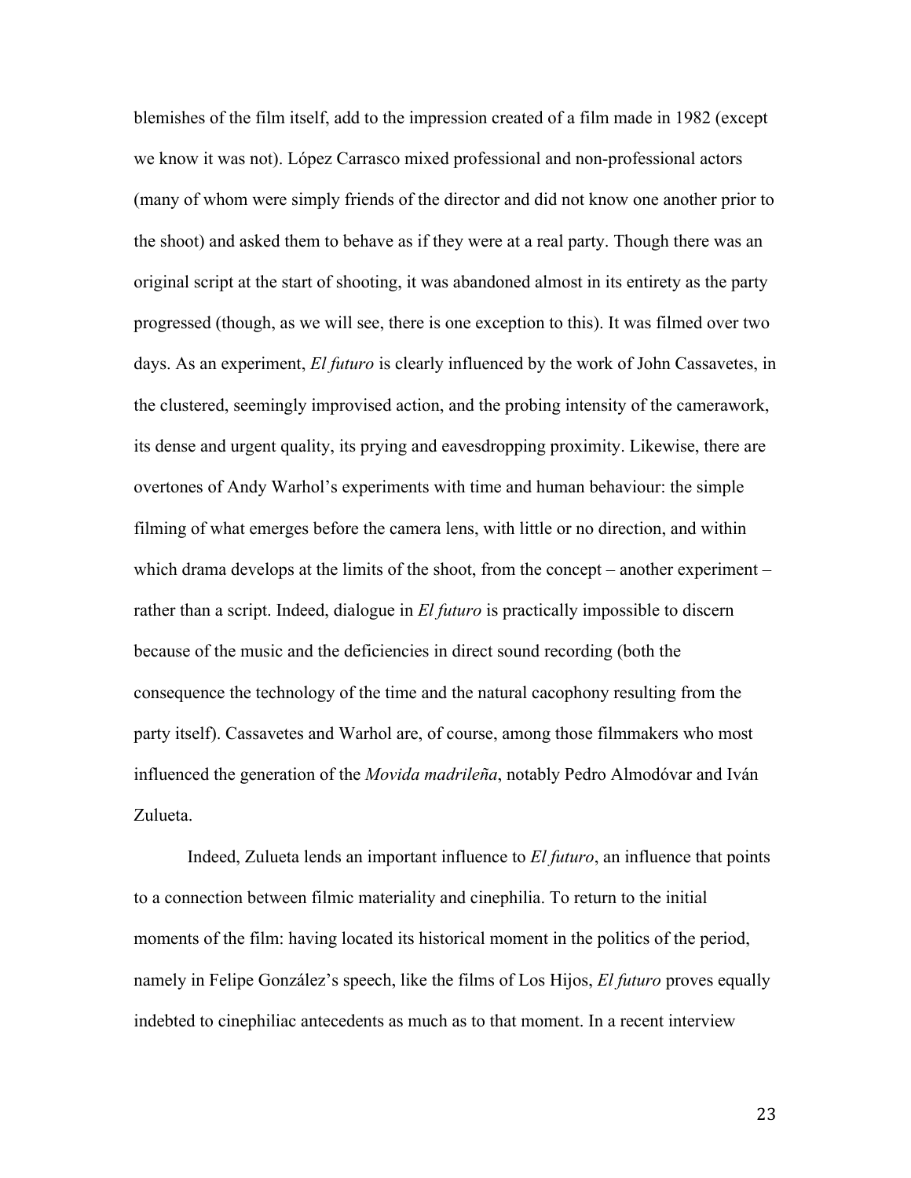blemishes of the film itself, add to the impression created of a film made in 1982 (except we know it was not). López Carrasco mixed professional and non-professional actors (many of whom were simply friends of the director and did not know one another prior to the shoot) and asked them to behave as if they were at a real party. Though there was an original script at the start of shooting, it was abandoned almost in its entirety as the party progressed (though, as we will see, there is one exception to this). It was filmed over two days. As an experiment, *El futuro* is clearly influenced by the work of John Cassavetes, in the clustered, seemingly improvised action, and the probing intensity of the camerawork, its dense and urgent quality, its prying and eavesdropping proximity. Likewise, there are overtones of Andy Warhol's experiments with time and human behaviour: the simple filming of what emerges before the camera lens, with little or no direction, and within which drama develops at the limits of the shoot, from the concept – another experiment – rather than a script. Indeed, dialogue in *El futuro* is practically impossible to discern because of the music and the deficiencies in direct sound recording (both the consequence the technology of the time and the natural cacophony resulting from the party itself). Cassavetes and Warhol are, of course, among those filmmakers who most influenced the generation of the *Movida madrileña*, notably Pedro Almodóvar and Iván Zulueta.

Indeed, Zulueta lends an important influence to *El futuro*, an influence that points to a connection between filmic materiality and cinephilia. To return to the initial moments of the film: having located its historical moment in the politics of the period, namely in Felipe González's speech, like the films of Los Hijos, *El futuro* proves equally indebted to cinephiliac antecedents as much as to that moment. In a recent interview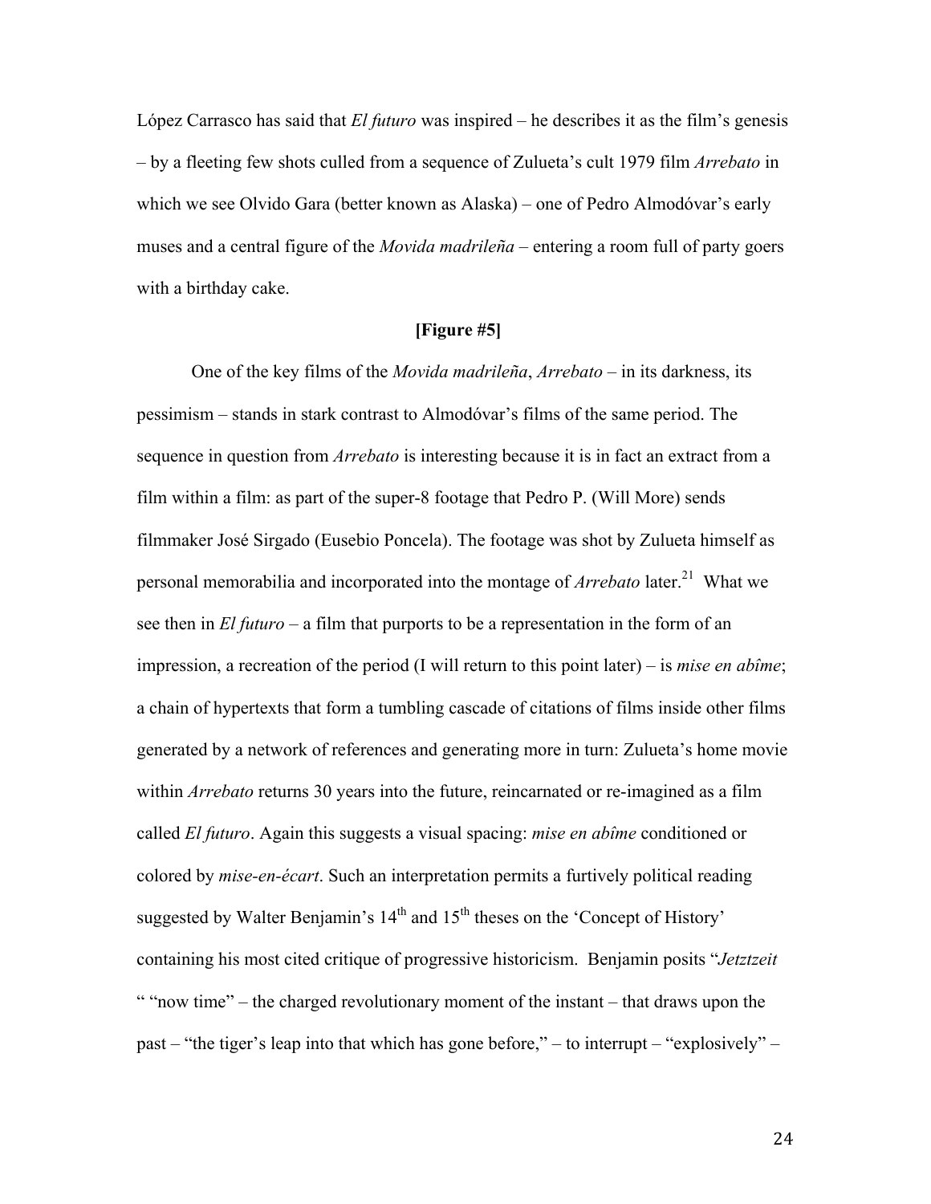López Carrasco has said that *El futuro* was inspired – he describes it as the film's genesis – by a fleeting few shots culled from a sequence of Zulueta's cult 1979 film *Arrebato* in which we see Olvido Gara (better known as Alaska) – one of Pedro Almodóvar's early muses and a central figure of the *Movida madrileña* – entering a room full of party goers with a birthday cake.

**[Figure #5]**

One of the key films of the *Movida madrileña*, *Arrebato* – in its darkness, its pessimism – stands in stark contrast to Almodóvar's films of the same period. The sequence in question from *Arrebato* is interesting because it is in fact an extract from a film within a film: as part of the super-8 footage that Pedro P. (Will More) sends filmmaker José Sirgado (Eusebio Poncela). The footage was shot by Zulueta himself as personal memorabilia and incorporated into the montage of *Arrebato* later.[21] What we see then in *El futuro* – a film that purports to be a representation in the form of an impression, a recreation of the period (I will return to this point later) – is *mise en abîme*; a chain of hypertexts that form a tumbling cascade of citations of films inside other films generated by a network of references and generating more in turn: Zulueta's home movie within *Arrebato* returns 30 years into the future, reincarnated or re-imagined as a film called *El futuro*. Again this suggests a visual spacing: *mise en abîme* conditioned or colored by *mise-en-écart*. Such an interpretation permits a furtively political reading suggested by Walter Benjamin's 14th and 15th theses on the 'Concept of History' containing his most cited critique of progressive historicism. Benjamin posits "*Jetztzeit* " "now time" – the charged revolutionary moment of the instant – that draws upon the past – "the tiger's leap into that which has gone before," – to interrupt – "explosively" –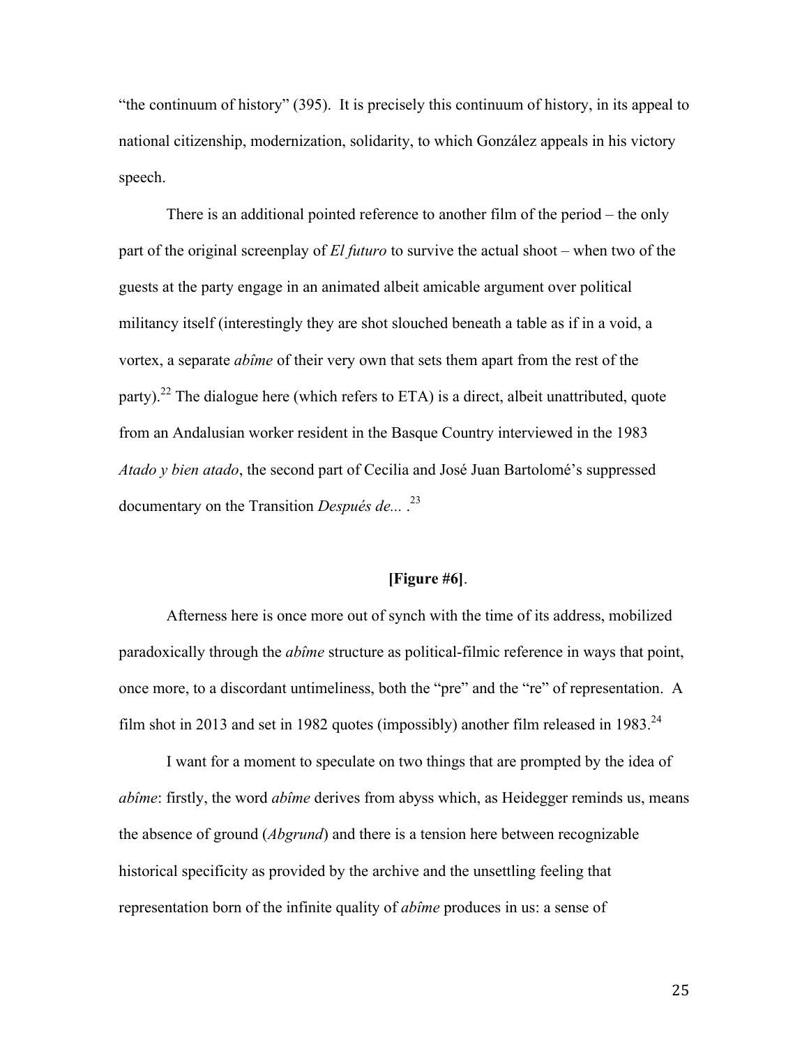"the continuum of history" (395). It is precisely this continuum of history, in its appeal to national citizenship, modernization, solidarity, to which González appeals in his victory speech.

There is an additional pointed reference to another film of the period – the only part of the original screenplay of *El futuro* to survive the actual shoot – when two of the guests at the party engage in an animated albeit amicable argument over political militancy itself (interestingly they are shot slouched beneath a table as if in a void, a vortex, a separate *abîme* of their very own that sets them apart from the rest of the party).[22] The dialogue here (which refers to ETA) is a direct, albeit unattributed, quote from an Andalusian worker resident in the Basque Country interviewed in the 1983 *Atado y bien atado*, the second part of Cecilia and José Juan Bartolomé's suppressed documentary on the Transition *Después de...* .[23]

**[Figure #6]**.

Afterness here is once more out of synch with the time of its address, mobilized paradoxically through the *abîme* structure as political-filmic reference in ways that point, once more, to a discordant untimeliness, both the "pre" and the "re" of representation. A film shot in 2013 and set in 1982 quotes (impossibly) another film released in 1983.[24]

I want for a moment to speculate on two things that are prompted by the idea of *abîme*: firstly, the word *abîme* derives from abyss which, as Heidegger reminds us, means the absence of ground (*Abgrund*) and there is a tension here between recognizable historical specificity as provided by the archive and the unsettling feeling that representation born of the infinite quality of *abîme* produces in us: a sense of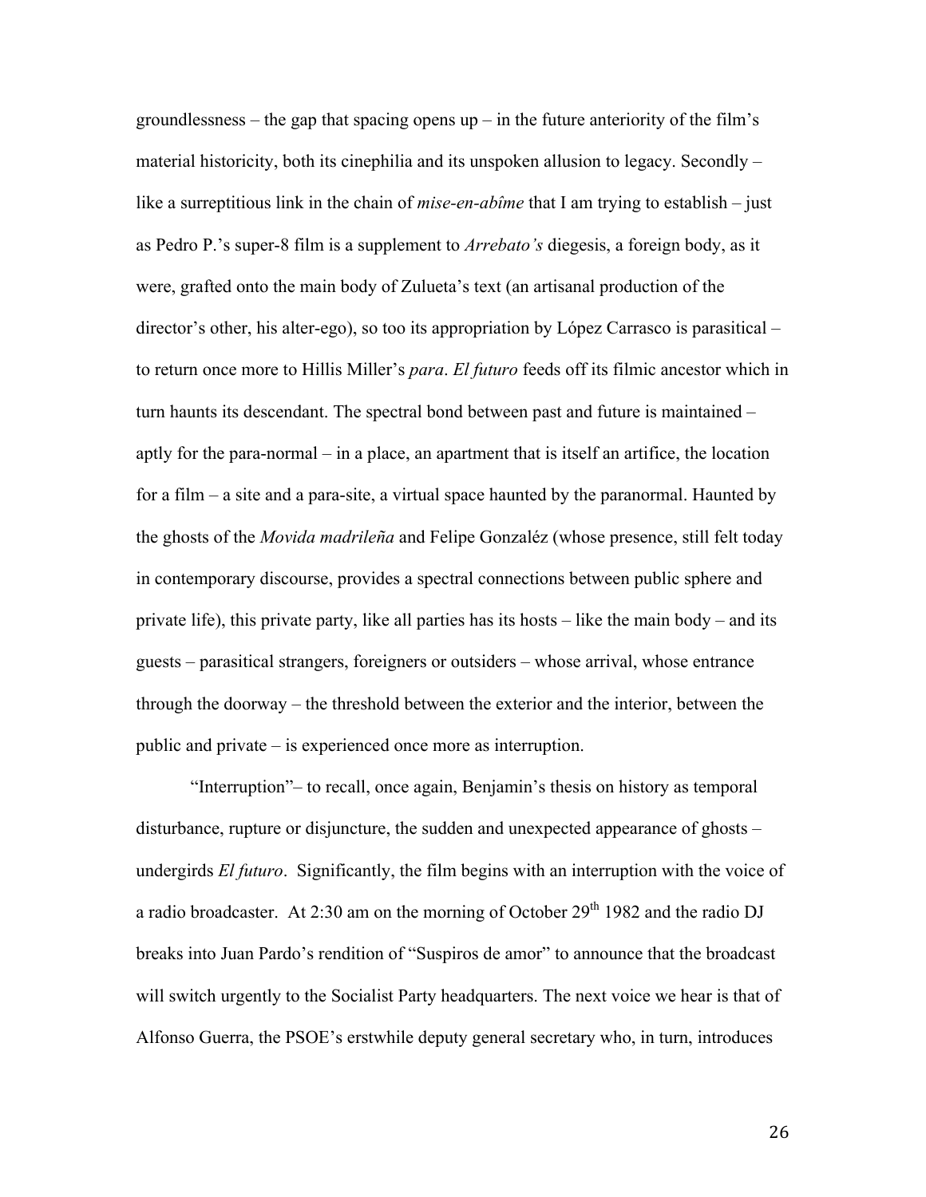groundlessness – the gap that spacing opens up – in the future anteriority of the film's material historicity, both its cinephilia and its unspoken allusion to legacy. Secondly – like a surreptitious link in the chain of *mise-en-abîme* that I am trying to establish – just as Pedro P.'s super-8 film is a supplement to *Arrebato's* diegesis, a foreign body, as it were, grafted onto the main body of Zulueta's text (an artisanal production of the director's other, his alter-ego), so too its appropriation by López Carrasco is parasitical – to return once more to Hillis Miller's *para*. *El futuro* feeds off its filmic ancestor which in turn haunts its descendant. The spectral bond between past and future is maintained – aptly for the para-normal – in a place, an apartment that is itself an artifice, the location for a film – a site and a para-site, a virtual space haunted by the paranormal. Haunted by the ghosts of the *Movida madrileña* and Felipe Gonzaléz (whose presence, still felt today in contemporary discourse, provides a spectral connections between public sphere and private life), this private party, like all parties has its hosts – like the main body – and its guests – parasitical strangers, foreigners or outsiders – whose arrival, whose entrance through the doorway – the threshold between the exterior and the interior, between the public and private – is experienced once more as interruption.

"Interruption"– to recall, once again, Benjamin's thesis on history as temporal disturbance, rupture or disjuncture, the sudden and unexpected appearance of ghosts – undergirds *El futuro*. Significantly, the film begins with an interruption with the voice of a radio broadcaster. At 2:30 am on the morning of October 29th 1982 and the radio DJ breaks into Juan Pardo's rendition of "Suspiros de amor" to announce that the broadcast will switch urgently to the Socialist Party headquarters. The next voice we hear is that of Alfonso Guerra, the PSOE's erstwhile deputy general secretary who, in turn, introduces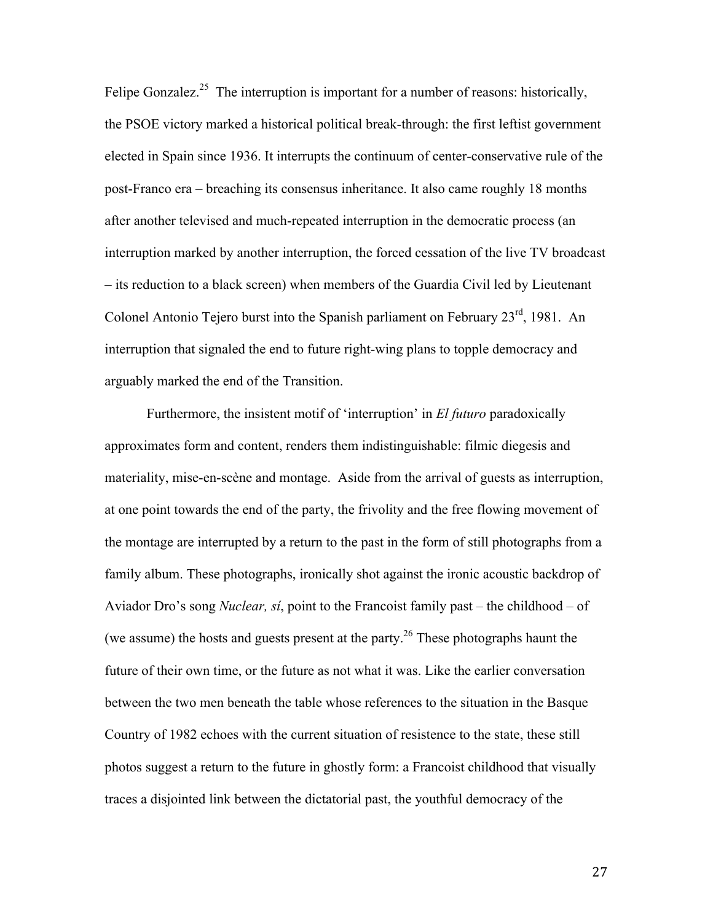Felipe Gonzalez.[25] The interruption is important for a number of reasons: historically, the PSOE victory marked a historical political break-through: the first leftist government elected in Spain since 1936. It interrupts the continuum of center-conservative rule of the post-Franco era – breaching its consensus inheritance. It also came roughly 18 months after another televised and much-repeated interruption in the democratic process (an interruption marked by another interruption, the forced cessation of the live TV broadcast – its reduction to a black screen) when members of the Guardia Civil led by Lieutenant Colonel Antonio Tejero burst into the Spanish parliament on February 23rd, 1981. An interruption that signaled the end to future right-wing plans to topple democracy and arguably marked the end of the Transition.

Furthermore, the insistent motif of 'interruption' in *El futuro* paradoxically approximates form and content, renders them indistinguishable: filmic diegesis and materiality, mise-en-scène and montage. Aside from the arrival of guests as interruption, at one point towards the end of the party, the frivolity and the free flowing movement of the montage are interrupted by a return to the past in the form of still photographs from a family album. These photographs, ironically shot against the ironic acoustic backdrop of Aviador Dro's song *Nuclear, sí*, point to the Francoist family past – the childhood – of (we assume) the hosts and guests present at the party.[26] These photographs haunt the future of their own time, or the future as not what it was. Like the earlier conversation between the two men beneath the table whose references to the situation in the Basque Country of 1982 echoes with the current situation of resistence to the state, these still photos suggest a return to the future in ghostly form: a Francoist childhood that visually traces a disjointed link between the dictatorial past, the youthful democracy of the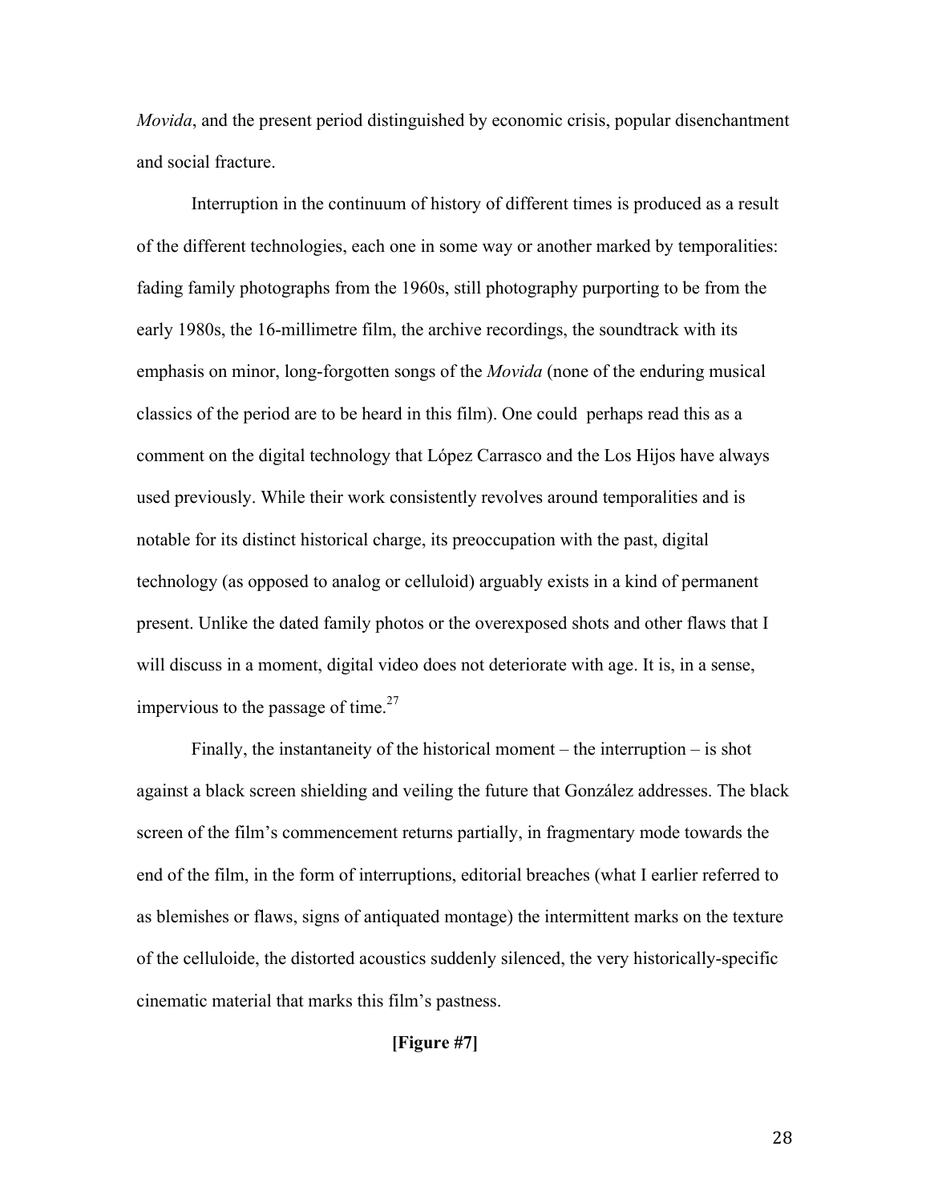*Movida*, and the present period distinguished by economic crisis, popular disenchantment and social fracture.

Interruption in the continuum of history of different times is produced as a result of the different technologies, each one in some way or another marked by temporalities: fading family photographs from the 1960s, still photography purporting to be from the early 1980s, the 16-millimetre film, the archive recordings, the soundtrack with its emphasis on minor, long-forgotten songs of the *Movida* (none of the enduring musical classics of the period are to be heard in this film). One could perhaps read this as a comment on the digital technology that López Carrasco and the Los Hijos have always used previously. While their work consistently revolves around temporalities and is notable for its distinct historical charge, its preoccupation with the past, digital technology (as opposed to analog or celluloid) arguably exists in a kind of permanent present. Unlike the dated family photos or the overexposed shots and other flaws that I will discuss in a moment, digital video does not deteriorate with age. It is, in a sense, impervious to the passage of time.[27]

Finally, the instantaneity of the historical moment – the interruption – is shot against a black screen shielding and veiling the future that González addresses. The black screen of the film's commencement returns partially, in fragmentary mode towards the end of the film, in the form of interruptions, editorial breaches (what I earlier referred to as blemishes or flaws, signs of antiquated montage) the intermittent marks on the texture of the celluloide, the distorted acoustics suddenly silenced, the very historically-specific cinematic material that marks this film's pastness.

**[Figure #7]**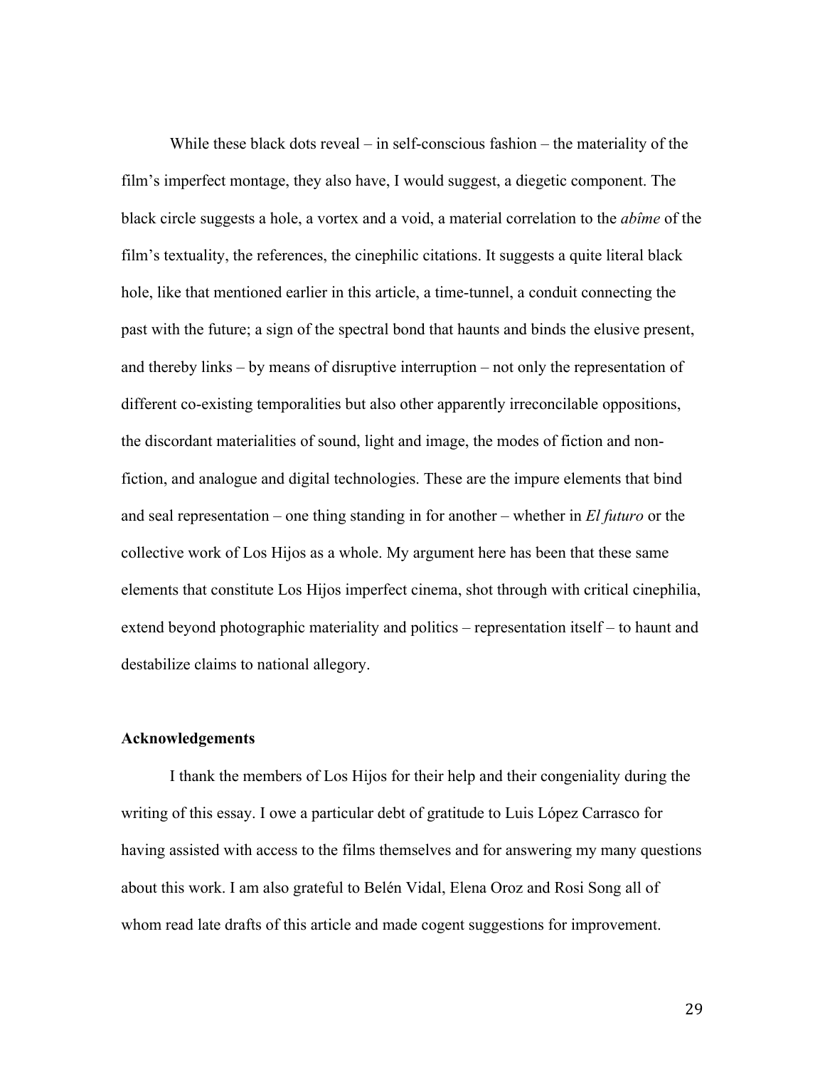While these black dots reveal – in self-conscious fashion – the materiality of the film's imperfect montage, they also have, I would suggest, a diegetic component. The black circle suggests a hole, a vortex and a void, a material correlation to the *abîme* of the film's textuality, the references, the cinephilic citations. It suggests a quite literal black hole, like that mentioned earlier in this article, a time-tunnel, a conduit connecting the past with the future; a sign of the spectral bond that haunts and binds the elusive present, and thereby links – by means of disruptive interruption – not only the representation of different co-existing temporalities but also other apparently irreconcilable oppositions, the discordant materialities of sound, light and image, the modes of fiction and non-fiction, and analogue and digital technologies. These are the impure elements that bind and seal representation – one thing standing in for another – whether in *El futuro* or the collective work of Los Hijos as a whole. My argument here has been that these same elements that constitute Los Hijos imperfect cinema, shot through with critical cinephilia, extend beyond photographic materiality and politics – representation itself – to haunt and destabilize claims to national allegory.

### Acknowledgements

I thank the members of Los Hijos for their help and their congeniality during the writing of this essay. I owe a particular debt of gratitude to Luis López Carrasco for having assisted with access to the films themselves and for answering my many questions about this work. I am also grateful to Belén Vidal, Elena Oroz and Rosi Song all of whom read late drafts of this article and made cogent suggestions for improvement.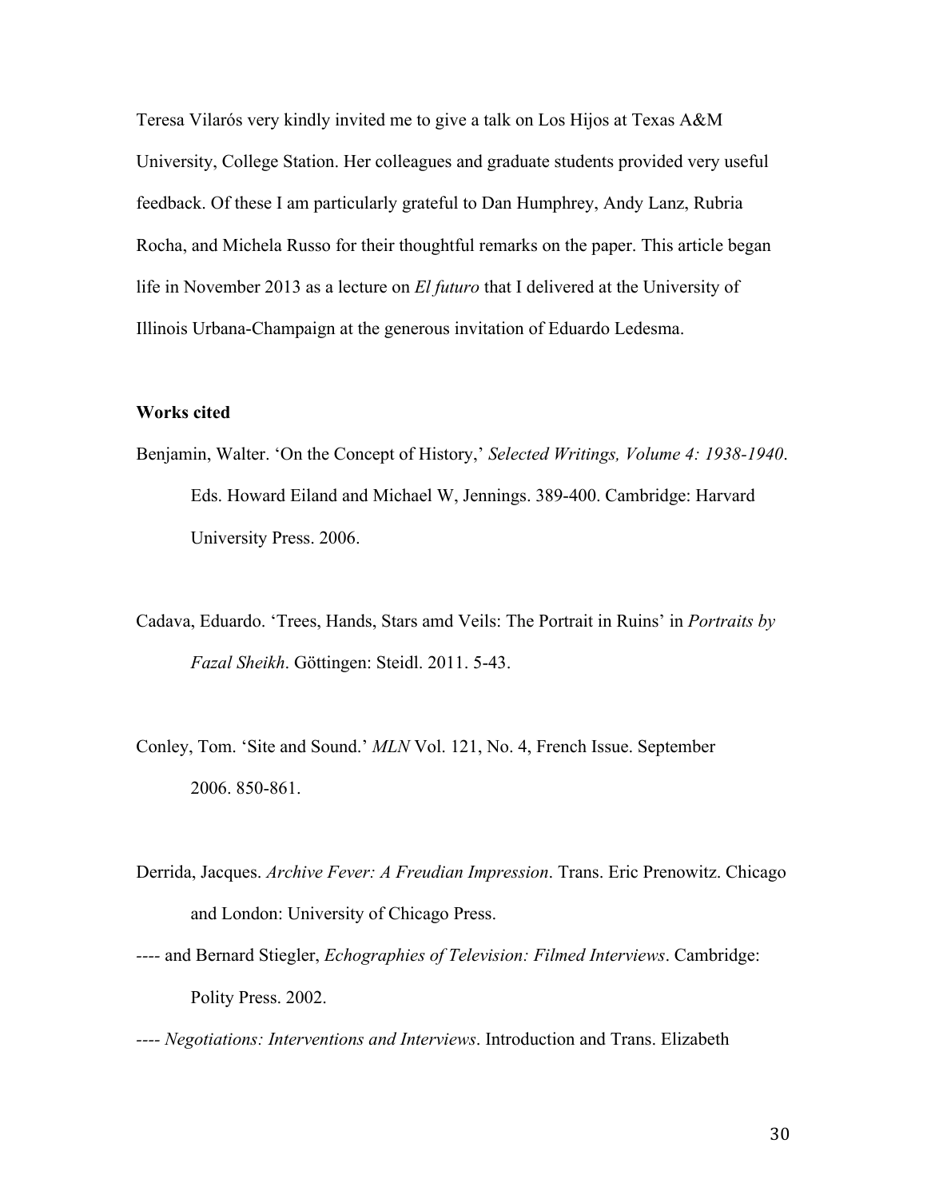Teresa Vilarós very kindly invited me to give a talk on Los Hijos at Texas A&M University, College Station. Her colleagues and graduate students provided very useful feedback. Of these I am particularly grateful to Dan Humphrey, Andy Lanz, Rubria Rocha, and Michela Russo for their thoughtful remarks on the paper. This article began life in November 2013 as a lecture on *El futuro* that I delivered at the University of Illinois Urbana-Champaign at the generous invitation of Eduardo Ledesma.

**Works cited**

Benjamin, Walter. 'On the Concept of History,' *Selected Writings, Volume 4: 1938-1940*. Eds. Howard Eiland and Michael W, Jennings. 389-400. Cambridge: Harvard University Press. 2006.

Cadava, Eduardo. 'Trees, Hands, Stars amd Veils: The Portrait in Ruins' in *Portraits by Fazal Sheikh*. Göttingen: Steidl. 2011. 5-43.

Conley, Tom. 'Site and Sound.' *MLN* Vol. 121, No. 4, French Issue. September 2006. 850-861.

Derrida, Jacques. *Archive Fever: A Freudian Impression*. Trans. Eric Prenowitz. Chicago and London: University of Chicago Press.

---- and Bernard Stiegler, *Echographies of Television: Filmed Interviews*. Cambridge: Polity Press. 2002.

---- *Negotiations: Interventions and Interviews*. Introduction and Trans. Elizabeth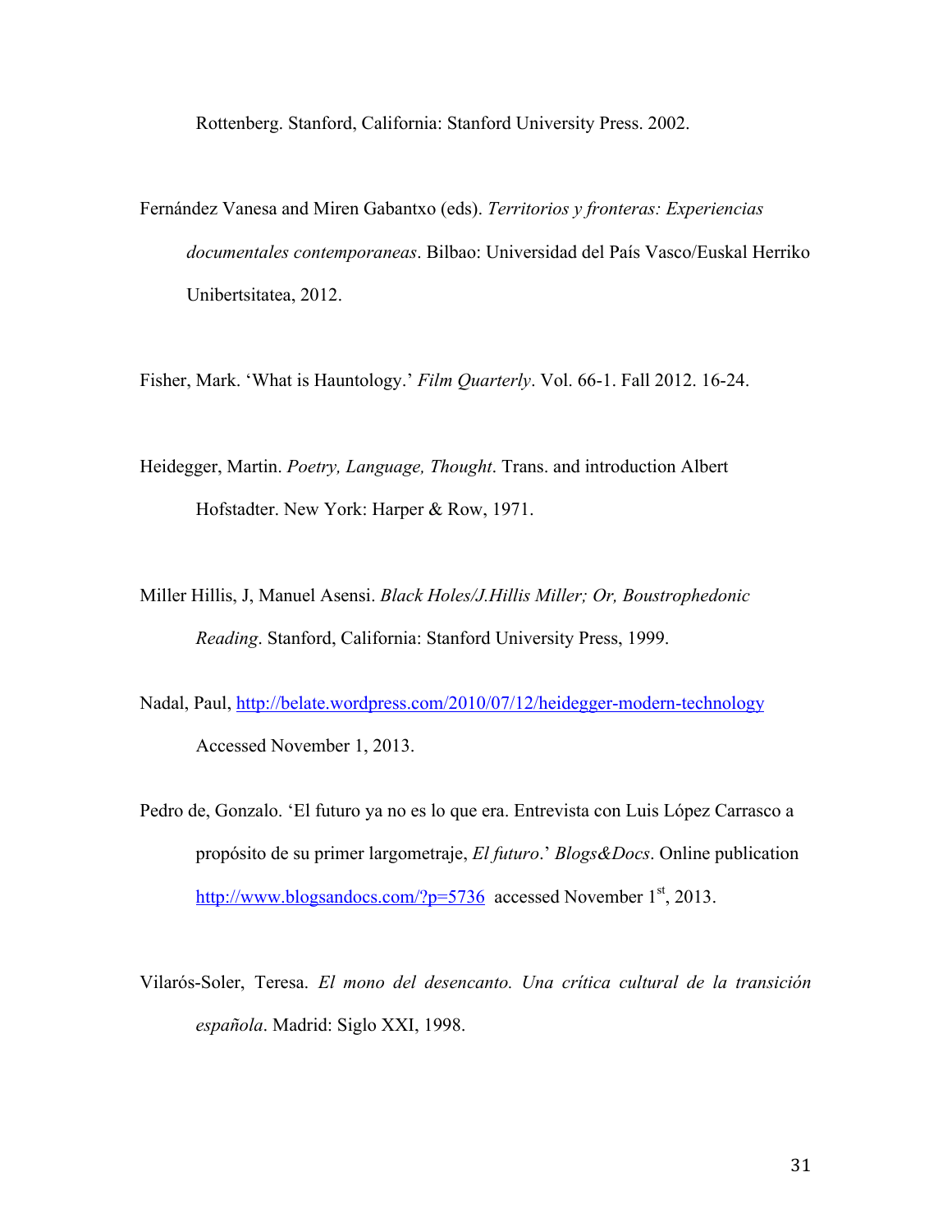Rottenberg. Stanford, California: Stanford University Press. 2002.

Fernández Vanesa and Miren Gabantxo (eds). *Territorios y fronteras: Experiencias documentales contemporaneas*. Bilbao: Universidad del País Vasco/Euskal Herriko Unibertsitatea, 2012.

Fisher, Mark. 'What is Hauntology.' *Film Quarterly*. Vol. 66-1. Fall 2012. 16-24.

Heidegger, Martin. *Poetry, Language, Thought*. Trans. and introduction Albert Hofstadter. New York: Harper & Row, 1971.

Miller Hillis, J, Manuel Asensi. *Black Holes/J.Hillis Miller; Or, Boustrophedonic Reading*. Stanford, California: Stanford University Press, 1999.

Nadal, Paul, http://belate.wordpress.com/2010/07/12/heidegger-modern-technology Accessed November 1, 2013.

Pedro de, Gonzalo. 'El futuro ya no es lo que era. Entrevista con Luis López Carrasco a propósito de su primer largometraje, *El futuro*.' *Blogs&Docs*. Online publication http://www.blogsandocs.com/?p=5736 accessed November 1st, 2013.

Vilarós-Soler, Teresa. *El mono del desencanto. Una crítica cultural de la transición española*. Madrid: Siglo XXI, 1998.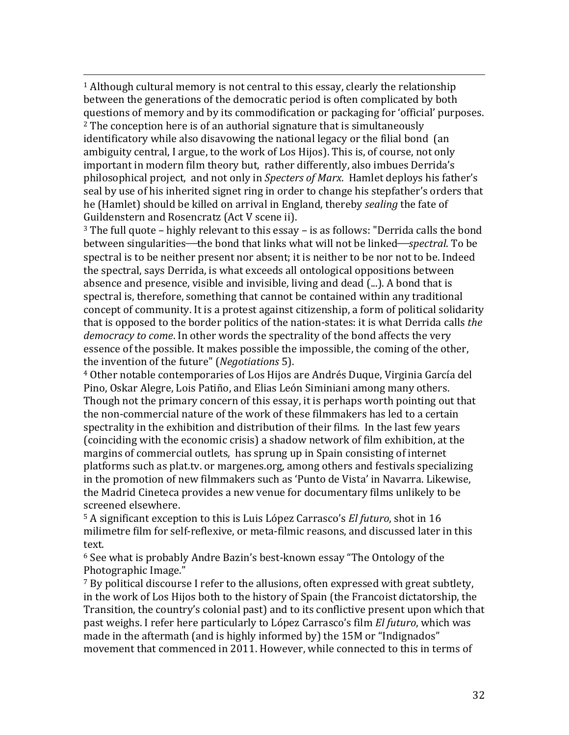[1] Although cultural memory is not central to this essay, clearly the relationship between the generations of the democratic period is often complicated by both questions of memory and by its commodification or packaging for 'official' purposes.

[2] The conception here is of an authorial signature that is simultaneously identificatory while also disavowing the national legacy or the filial bond (an ambiguity central, I argue, to the work of Los Hijos). This is, of course, not only important in modern film theory but, rather differently, also imbues Derrida's philosophical project, and not only in *Specters of Marx*. Hamlet deploys his father's seal by use of his inherited signet ring in order to change his stepfather's orders that he (Hamlet) should be killed on arrival in England, thereby *sealing* the fate of Guildenstern and Rosencratz (Act V scene ii).

[3] The full quote – highly relevant to this essay – is as follows: "Derrida calls the bond between singularities—the bond that links what will not be linked—*spectral*. To be spectral is to be neither present nor absent; it is neither to be nor not to be. Indeed the spectral, says Derrida, is what exceeds all ontological oppositions between absence and presence, visible and invisible, living and dead (...). A bond that is spectral is, therefore, something that cannot be contained within any traditional concept of community. It is a protest against citizenship, a form of political solidarity that is opposed to the border politics of the nation-states: it is what Derrida calls *the democracy to come*. In other words the spectrality of the bond affects the very essence of the possible. It makes possible the impossible, the coming of the other, the invention of the future" (*Negotiations* 5).

[4] Other notable contemporaries of Los Hijos are Andrés Duque, Virginia García del Pino, Oskar Alegre, Lois Patiño, and Elias León Siminiani among many others. Though not the primary concern of this essay, it is perhaps worth pointing out that the non-commercial nature of the work of these filmmakers has led to a certain spectrality in the exhibition and distribution of their films. In the last few years (coinciding with the economic crisis) a shadow network of film exhibition, at the margins of commercial outlets, has sprung up in Spain consisting of internet platforms such as plat.tv. or margenes.org, among others and festivals specializing in the promotion of new filmmakers such as 'Punto de Vista' in Navarra. Likewise, the Madrid Cineteca provides a new venue for documentary films unlikely to be screened elsewhere.

[5] A significant exception to this is Luis López Carrasco's *El futuro*, shot in 16 milimetre film for self-reflexive, or meta-filmic reasons, and discussed later in this text.

[6] See what is probably Andre Bazin's best-known essay "The Ontology of the Photographic Image."

[7] By political discourse I refer to the allusions, often expressed with great subtlety, in the work of Los Hijos both to the history of Spain (the Francoist dictatorship, the Transition, the country's colonial past) and to its conflictive present upon which that past weighs. I refer here particularly to López Carrasco's film *El futuro*, which was made in the aftermath (and is highly informed by) the 15M or "Indignados" movement that commenced in 2011. However, while connected to this in terms of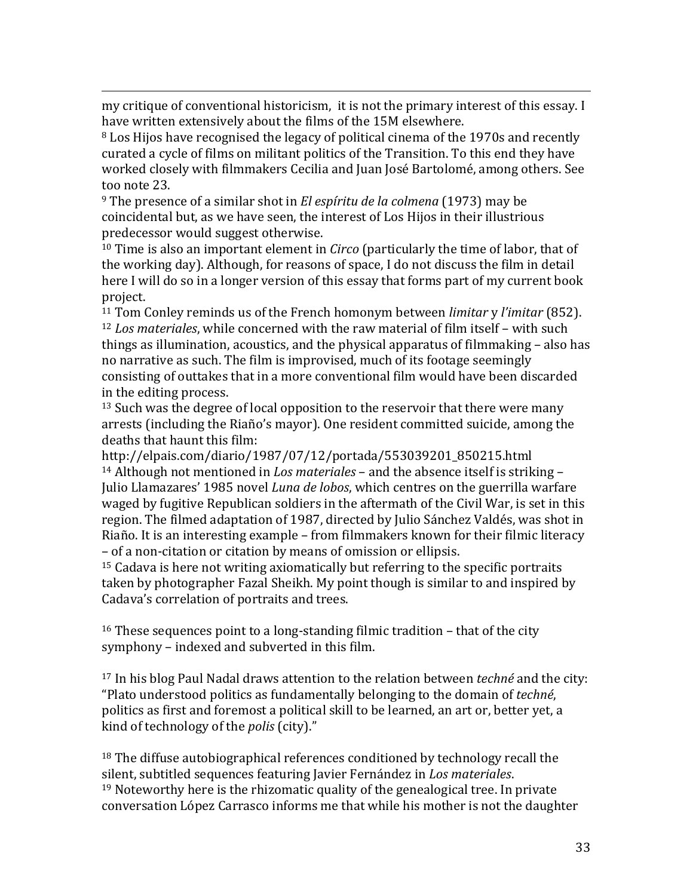my critique of conventional historicism, it is not the primary interest of this essay. I have written extensively about the films of the 15M elsewhere.

[8] Los Hijos have recognised the legacy of political cinema of the 1970s and recently curated a cycle of films on militant politics of the Transition. To this end they have worked closely with filmmakers Cecilia and Juan José Bartolomé, among others. See too note 23.

[9] The presence of a similar shot in *El espíritu de la colmena* (1973) may be coincidental but, as we have seen, the interest of Los Hijos in their illustrious predecessor would suggest otherwise.

[10] Time is also an important element in *Circo* (particularly the time of labor, that of the working day). Although, for reasons of space, I do not discuss the film in detail here I will do so in a longer version of this essay that forms part of my current book project.

[11] Tom Conley reminds us of the French homonym between *limitar* y *l'imitar* (852).

[12] *Los materiales*, while concerned with the raw material of film itself – with such things as illumination, acoustics, and the physical apparatus of filmmaking – also has no narrative as such. The film is improvised, much of its footage seemingly consisting of outtakes that in a more conventional film would have been discarded in the editing process.

[13] Such was the degree of local opposition to the reservoir that there were many arrests (including the Riaño's mayor). One resident committed suicide, among the deaths that haunt this film:
http://elpais.com/diario/1987/07/12/portada/553039201_850215.html

[14] Although not mentioned in *Los materiales* – and the absence itself is striking – Julio Llamazares' 1985 novel *Luna de lobos*, which centres on the guerrilla warfare waged by fugitive Republican soldiers in the aftermath of the Civil War, is set in this region. The filmed adaptation of 1987, directed by Julio Sánchez Valdés, was shot in Riaño. It is an interesting example – from filmmakers known for their filmic literacy – of a non-citation or citation by means of omission or ellipsis.

[15] Cadava is here not writing axiomatically but referring to the specific portraits taken by photographer Fazal Sheikh. My point though is similar to and inspired by Cadava's correlation of portraits and trees.

[16] These sequences point to a long-standing filmic tradition – that of the city symphony – indexed and subverted in this film.

[17] In his blog Paul Nadal draws attention to the relation between *techné* and the city: "Plato understood politics as fundamentally belonging to the domain of *techné*, politics as first and foremost a political skill to be learned, an art or, better yet, a kind of technology of the *polis* (city)."

[18] The diffuse autobiographical references conditioned by technology recall the silent, subtitled sequences featuring Javier Fernández in *Los materiales*.

[19] Noteworthy here is the rhizomatic quality of the genealogical tree. In private conversation López Carrasco informs me that while his mother is not the daughter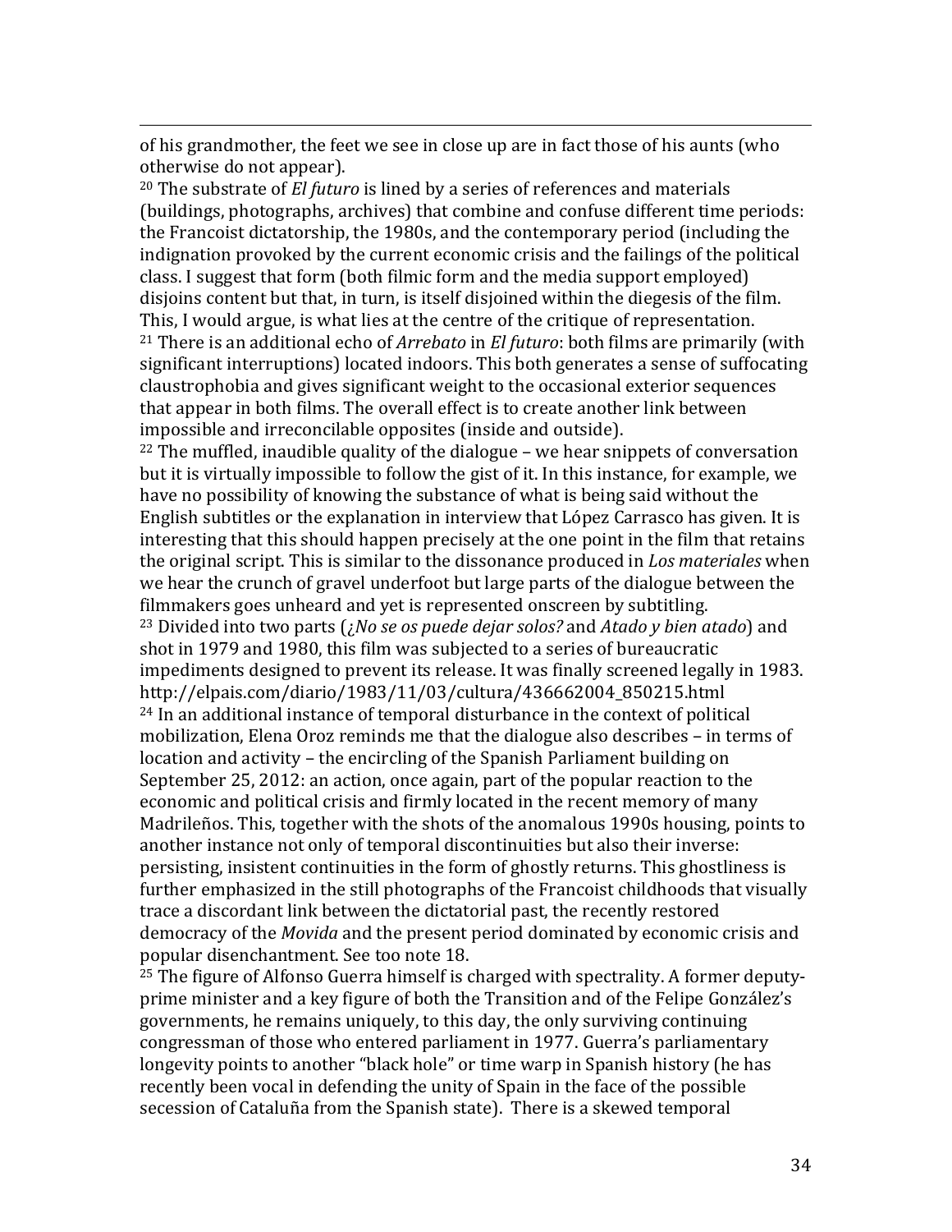of his grandmother, the feet we see in close up are in fact those of his aunts (who otherwise do not appear).

[20] The substrate of *El futuro* is lined by a series of references and materials (buildings, photographs, archives) that combine and confuse different time periods: the Francoist dictatorship, the 1980s, and the contemporary period (including the indignation provoked by the current economic crisis and the failings of the political class. I suggest that form (both filmic form and the media support employed) disjoins content but that, in turn, is itself disjoined within the diegesis of the film. This, I would argue, is what lies at the centre of the critique of representation.

[21] There is an additional echo of *Arrebato* in *El futuro*: both films are primarily (with significant interruptions) located indoors. This both generates a sense of suffocating claustrophobia and gives significant weight to the occasional exterior sequences that appear in both films. The overall effect is to create another link between impossible and irreconcilable opposites (inside and outside).

[22] The muffled, inaudible quality of the dialogue – we hear snippets of conversation but it is virtually impossible to follow the gist of it. In this instance, for example, we have no possibility of knowing the substance of what is being said without the English subtitles or the explanation in interview that López Carrasco has given. It is interesting that this should happen precisely at the one point in the film that retains the original script. This is similar to the dissonance produced in *Los materiales* when we hear the crunch of gravel underfoot but large parts of the dialogue between the filmmakers goes unheard and yet is represented onscreen by subtitling.

[23] Divided into two parts (*¿No se os puede dejar solos?* and *Atado y bien atado*) and shot in 1979 and 1980, this film was subjected to a series of bureaucratic impediments designed to prevent its release. It was finally screened legally in 1983. http://elpais.com/diario/1983/11/03/cultura/436662004_850215.html

[24] In an additional instance of temporal disturbance in the context of political mobilization, Elena Oroz reminds me that the dialogue also describes – in terms of location and activity – the encircling of the Spanish Parliament building on September 25, 2012: an action, once again, part of the popular reaction to the economic and political crisis and firmly located in the recent memory of many Madrileños. This, together with the shots of the anomalous 1990s housing, points to another instance not only of temporal discontinuities but also their inverse: persisting, insistent continuities in the form of ghostly returns. This ghostliness is further emphasized in the still photographs of the Francoist childhoods that visually trace a discordant link between the dictatorial past, the recently restored democracy of the *Movida* and the present period dominated by economic crisis and popular disenchantment. See too note 18.

[25] The figure of Alfonso Guerra himself is charged with spectrality. A former deputy-prime minister and a key figure of both the Transition and of the Felipe González's governments, he remains uniquely, to this day, the only surviving continuing congressman of those who entered parliament in 1977. Guerra's parliamentary longevity points to another "black hole" or time warp in Spanish history (he has recently been vocal in defending the unity of Spain in the face of the possible secession of Cataluña from the Spanish state). There is a skewed temporal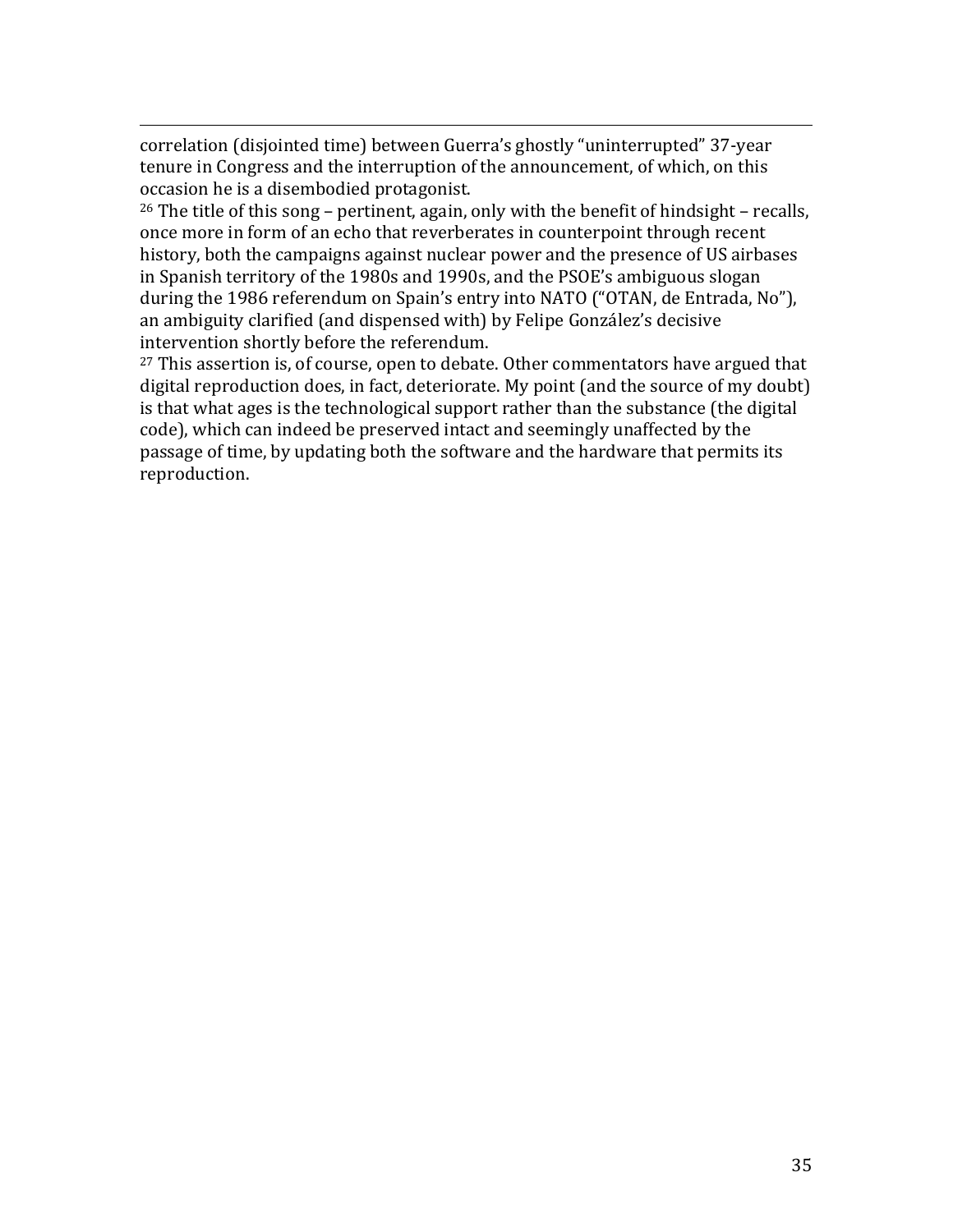correlation (disjointed time) between Guerra's ghostly "uninterrupted" 37-year tenure in Congress and the interruption of the announcement, of which, on this occasion he is a disembodied protagonist.

[26] The title of this song – pertinent, again, only with the benefit of hindsight – recalls, once more in form of an echo that reverberates in counterpoint through recent history, both the campaigns against nuclear power and the presence of US airbases in Spanish territory of the 1980s and 1990s, and the PSOE's ambiguous slogan during the 1986 referendum on Spain's entry into NATO ("OTAN, de Entrada, No"), an ambiguity clarified (and dispensed with) by Felipe González's decisive intervention shortly before the referendum.

[27] This assertion is, of course, open to debate. Other commentators have argued that digital reproduction does, in fact, deteriorate. My point (and the source of my doubt) is that what ages is the technological support rather than the substance (the digital code), which can indeed be preserved intact and seemingly unaffected by the passage of time, by updating both the software and the hardware that permits its reproduction.